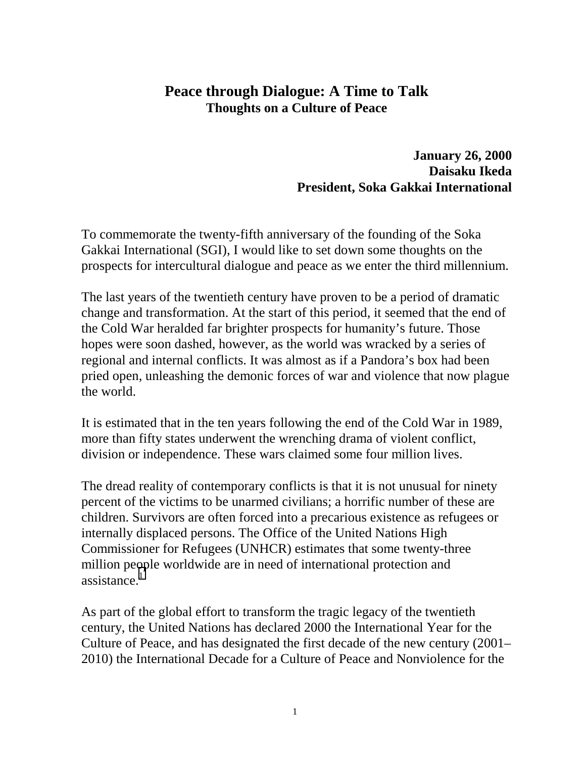# Peace through Dialogue: A Time to Talk

## Thoughts on a Culture of Peace

**January 26, 2000**
**Daisaku Ikeda**
**President, Soka Gakkai International**

To commemorate the twenty-fifth anniversary of the founding of the Soka Gakkai International (SGI), I would like to set down some thoughts on the prospects for intercultural dialogue and peace as we enter the third millennium.

The last years of the twentieth century have proven to be a period of dramatic change and transformation. At the start of this period, it seemed that the end of the Cold War heralded far brighter prospects for humanity's future. Those hopes were soon dashed, however, as the world was wracked by a series of regional and internal conflicts. It was almost as if a Pandora's box had been pried open, unleashing the demonic forces of war and violence that now plague the world.

It is estimated that in the ten years following the end of the Cold War in 1989, more than fifty states underwent the wrenching drama of violent conflict, division or independence. These wars claimed some four million lives.

The dread reality of contemporary conflicts is that it is not unusual for ninety percent of the victims to be unarmed civilians; a horrific number of these are children. Survivors are often forced into a precarious existence as refugees or internally displaced persons. The Office of the United Nations High Commissioner for Refugees (UNHCR) estimates that some twenty-three million people worldwide are in need of international protection and assistance.[1]

As part of the global effort to transform the tragic legacy of the twentieth century, the United Nations has declared 2000 the International Year for the Culture of Peace, and has designated the first decade of the new century (2001–2010) the International Decade for a Culture of Peace and Nonviolence for the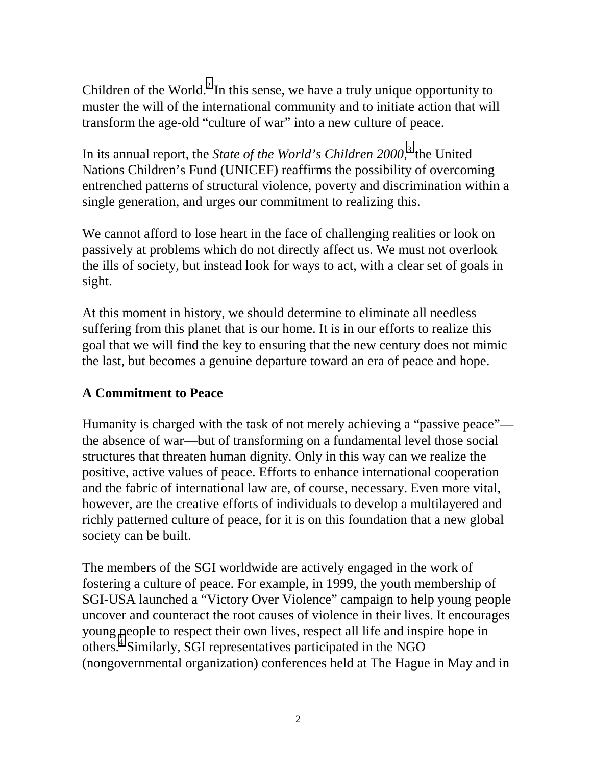Children of the World.[2] In this sense, we have a truly unique opportunity to muster the will of the international community and to initiate action that will transform the age-old "culture of war" into a new culture of peace.

In its annual report, the *State of the World's Children 2000,*[3] the United Nations Children's Fund (UNICEF) reaffirms the possibility of overcoming entrenched patterns of structural violence, poverty and discrimination within a single generation, and urges our commitment to realizing this.

We cannot afford to lose heart in the face of challenging realities or look on passively at problems which do not directly affect us. We must not overlook the ills of society, but instead look for ways to act, with a clear set of goals in sight.

At this moment in history, we should determine to eliminate all needless suffering from this planet that is our home. It is in our efforts to realize this goal that we will find the key to ensuring that the new century does not mimic the last, but becomes a genuine departure toward an era of peace and hope.

## A Commitment to Peace

Humanity is charged with the task of not merely achieving a "passive peace"—the absence of war—but of transforming on a fundamental level those social structures that threaten human dignity. Only in this way can we realize the positive, active values of peace. Efforts to enhance international cooperation and the fabric of international law are, of course, necessary. Even more vital, however, are the creative efforts of individuals to develop a multilayered and richly patterned culture of peace, for it is on this foundation that a new global society can be built.

The members of the SGI worldwide are actively engaged in the work of fostering a culture of peace. For example, in 1999, the youth membership of SGI-USA launched a "Victory Over Violence" campaign to help young people uncover and counteract the root causes of violence in their lives. It encourages young people to respect their own lives, respect all life and inspire hope in others.[4] Similarly, SGI representatives participated in the NGO (nongovernmental organization) conferences held at The Hague in May and in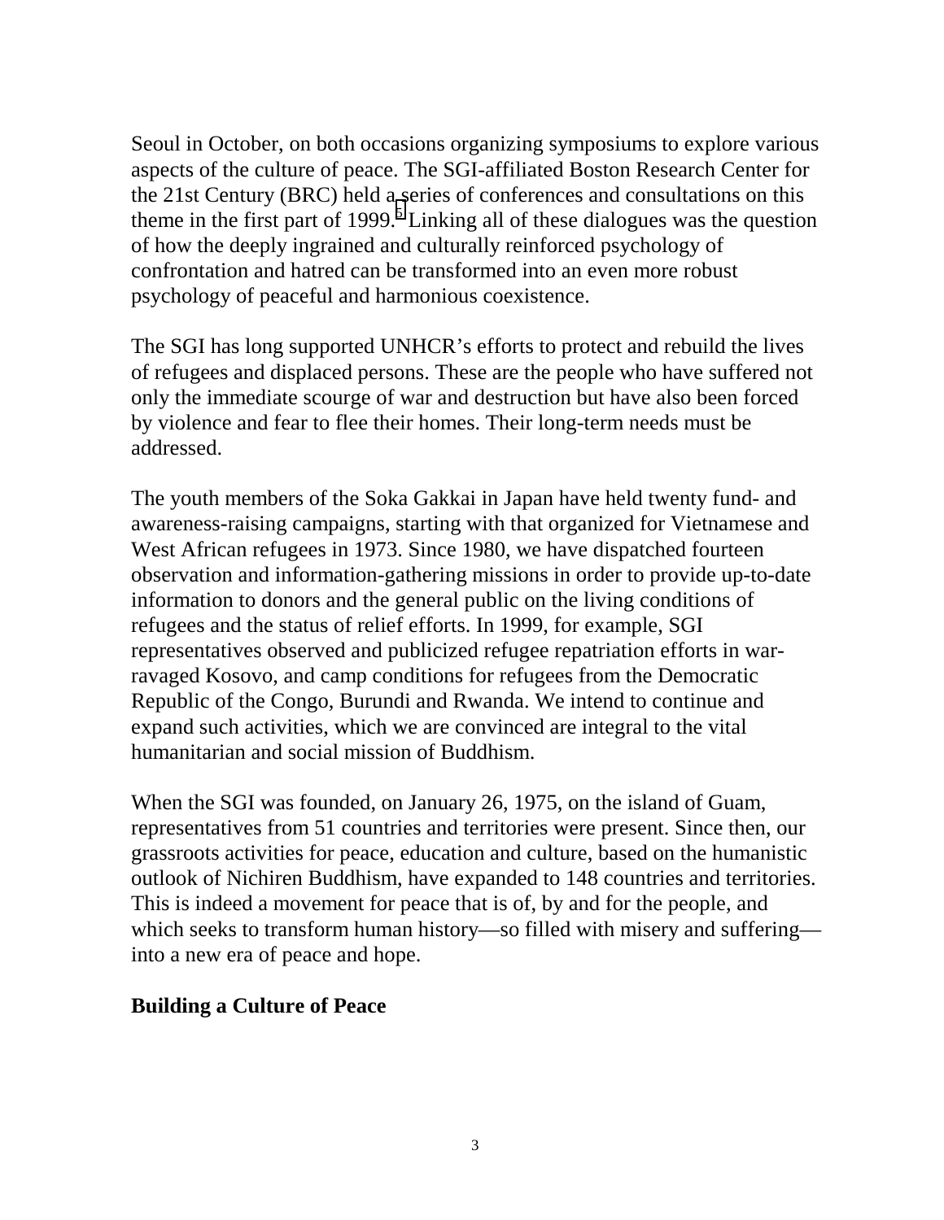Seoul in October, on both occasions organizing symposiums to explore various aspects of the culture of peace. The SGI-affiliated Boston Research Center for the 21st Century (BRC) held a series of conferences and consultations on this theme in the first part of 1999.[5] Linking all of these dialogues was the question of how the deeply ingrained and culturally reinforced psychology of confrontation and hatred can be transformed into an even more robust psychology of peaceful and harmonious coexistence.

The SGI has long supported UNHCR's efforts to protect and rebuild the lives of refugees and displaced persons. These are the people who have suffered not only the immediate scourge of war and destruction but have also been forced by violence and fear to flee their homes. Their long-term needs must be addressed.

The youth members of the Soka Gakkai in Japan have held twenty fund- and awareness-raising campaigns, starting with that organized for Vietnamese and West African refugees in 1973. Since 1980, we have dispatched fourteen observation and information-gathering missions in order to provide up-to-date information to donors and the general public on the living conditions of refugees and the status of relief efforts. In 1999, for example, SGI representatives observed and publicized refugee repatriation efforts in war-ravaged Kosovo, and camp conditions for refugees from the Democratic Republic of the Congo, Burundi and Rwanda. We intend to continue and expand such activities, which we are convinced are integral to the vital humanitarian and social mission of Buddhism.

When the SGI was founded, on January 26, 1975, on the island of Guam, representatives from 51 countries and territories were present. Since then, our grassroots activities for peace, education and culture, based on the humanistic outlook of Nichiren Buddhism, have expanded to 148 countries and territories. This is indeed a movement for peace that is of, by and for the people, and which seeks to transform human history—so filled with misery and suffering—into a new era of peace and hope.

**Building a Culture of Peace**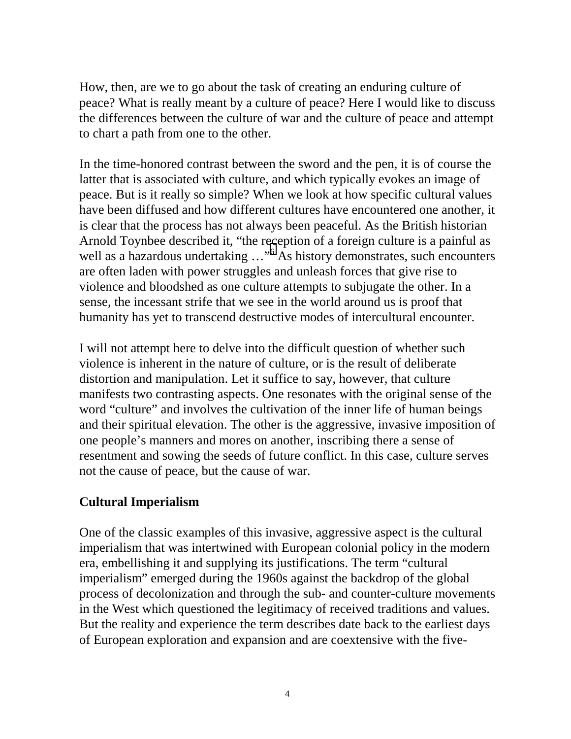How, then, are we to go about the task of creating an enduring culture of peace? What is really meant by a culture of peace? Here I would like to discuss the differences between the culture of war and the culture of peace and attempt to chart a path from one to the other.

In the time-honored contrast between the sword and the pen, it is of course the latter that is associated with culture, and which typically evokes an image of peace. But is it really so simple? When we look at how specific cultural values have been diffused and how different cultures have encountered one another, it is clear that the process has not always been peaceful. As the British historian Arnold Toynbee described it, "the reception of a foreign culture is a painful as well as a hazardous undertaking …"[6] As history demonstrates, such encounters are often laden with power struggles and unleash forces that give rise to violence and bloodshed as one culture attempts to subjugate the other. In a sense, the incessant strife that we see in the world around us is proof that humanity has yet to transcend destructive modes of intercultural encounter.

I will not attempt here to delve into the difficult question of whether such violence is inherent in the nature of culture, or is the result of deliberate distortion and manipulation. Let it suffice to say, however, that culture manifests two contrasting aspects. One resonates with the original sense of the word "culture" and involves the cultivation of the inner life of human beings and their spiritual elevation. The other is the aggressive, invasive imposition of one people's manners and mores on another, inscribing there a sense of resentment and sowing the seeds of future conflict. In this case, culture serves not the cause of peace, but the cause of war.

## Cultural Imperialism

One of the classic examples of this invasive, aggressive aspect is the cultural imperialism that was intertwined with European colonial policy in the modern era, embellishing it and supplying its justifications. The term "cultural imperialism" emerged during the 1960s against the backdrop of the global process of decolonization and through the sub- and counter-culture movements in the West which questioned the legitimacy of received traditions and values. But the reality and experience the term describes date back to the earliest days of European exploration and expansion and are coextensive with the five-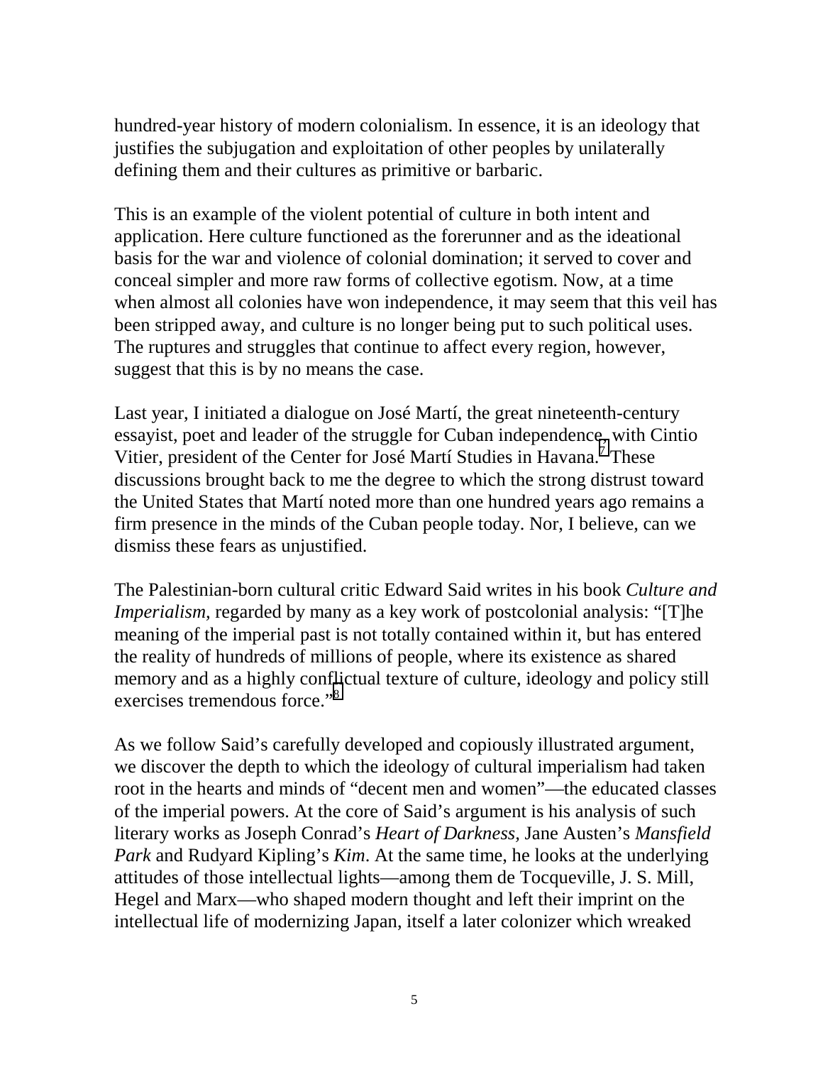hundred-year history of modern colonialism. In essence, it is an ideology that justifies the subjugation and exploitation of other peoples by unilaterally defining them and their cultures as primitive or barbaric.

This is an example of the violent potential of culture in both intent and application. Here culture functioned as the forerunner and as the ideational basis for the war and violence of colonial domination; it served to cover and conceal simpler and more raw forms of collective egotism. Now, at a time when almost all colonies have won independence, it may seem that this veil has been stripped away, and culture is no longer being put to such political uses. The ruptures and struggles that continue to affect every region, however, suggest that this is by no means the case.

Last year, I initiated a dialogue on José Martí, the great nineteenth-century essayist, poet and leader of the struggle for Cuban independence, with Cintio Vitier, president of the Center for José Martí Studies in Havana.[7] These discussions brought back to me the degree to which the strong distrust toward the United States that Martí noted more than one hundred years ago remains a firm presence in the minds of the Cuban people today. Nor, I believe, can we dismiss these fears as unjustified.

The Palestinian-born cultural critic Edward Said writes in his book *Culture and Imperialism,* regarded by many as a key work of postcolonial analysis: "[T]he meaning of the imperial past is not totally contained within it, but has entered the reality of hundreds of millions of people, where its existence as shared memory and as a highly conflictual texture of culture, ideology and policy still exercises tremendous force."[8]

As we follow Said's carefully developed and copiously illustrated argument, we discover the depth to which the ideology of cultural imperialism had taken root in the hearts and minds of "decent men and women"—the educated classes of the imperial powers. At the core of Said's argument is his analysis of such literary works as Joseph Conrad's *Heart of Darkness,* Jane Austen's *Mansfield Park* and Rudyard Kipling's *Kim*. At the same time, he looks at the underlying attitudes of those intellectual lights—among them de Tocqueville, J. S. Mill, Hegel and Marx—who shaped modern thought and left their imprint on the intellectual life of modernizing Japan, itself a later colonizer which wreaked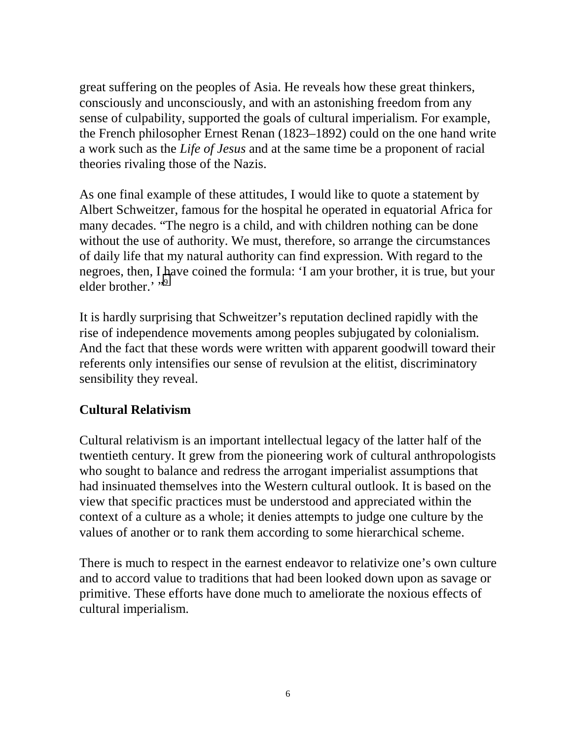great suffering on the peoples of Asia. He reveals how these great thinkers, consciously and unconsciously, and with an astonishing freedom from any sense of culpability, supported the goals of cultural imperialism. For example, the French philosopher Ernest Renan (1823–1892) could on the one hand write a work such as the *Life of Jesus* and at the same time be a proponent of racial theories rivaling those of the Nazis.

As one final example of these attitudes, I would like to quote a statement by Albert Schweitzer, famous for the hospital he operated in equatorial Africa for many decades. "The negro is a child, and with children nothing can be done without the use of authority. We must, therefore, so arrange the circumstances of daily life that my natural authority can find expression. With regard to the negroes, then, I have coined the formula: 'I am your brother, it is true, but your elder brother.' "[9]

It is hardly surprising that Schweitzer's reputation declined rapidly with the rise of independence movements among peoples subjugated by colonialism. And the fact that these words were written with apparent goodwill toward their referents only intensifies our sense of revulsion at the elitist, discriminatory sensibility they reveal.

## Cultural Relativism

Cultural relativism is an important intellectual legacy of the latter half of the twentieth century. It grew from the pioneering work of cultural anthropologists who sought to balance and redress the arrogant imperialist assumptions that had insinuated themselves into the Western cultural outlook. It is based on the view that specific practices must be understood and appreciated within the context of a culture as a whole; it denies attempts to judge one culture by the values of another or to rank them according to some hierarchical scheme.

There is much to respect in the earnest endeavor to relativize one's own culture and to accord value to traditions that had been looked down upon as savage or primitive. These efforts have done much to ameliorate the noxious effects of cultural imperialism.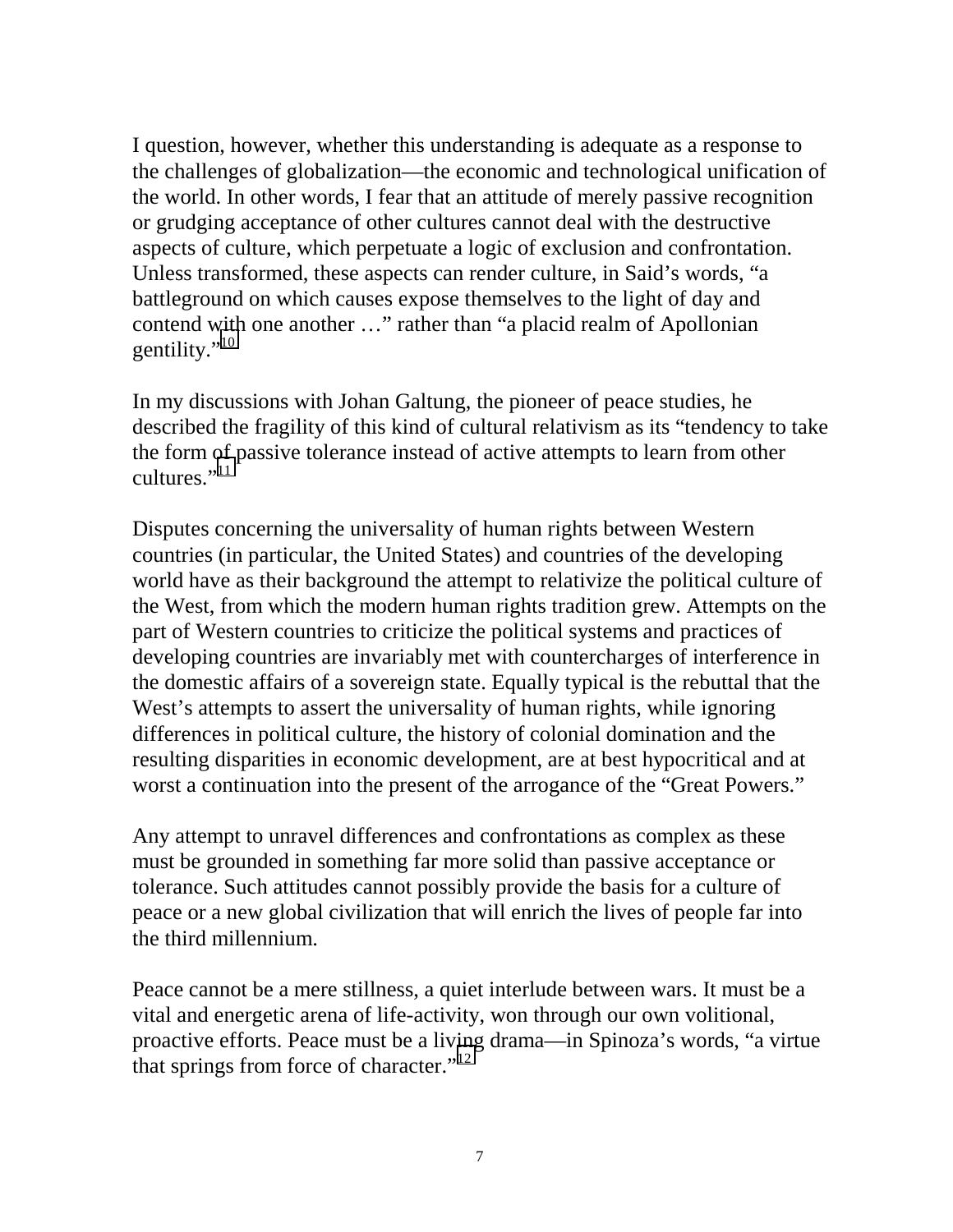I question, however, whether this understanding is adequate as a response to the challenges of globalization—the economic and technological unification of the world. In other words, I fear that an attitude of merely passive recognition or grudging acceptance of other cultures cannot deal with the destructive aspects of culture, which perpetuate a logic of exclusion and confrontation. Unless transformed, these aspects can render culture, in Said's words, "a battleground on which causes expose themselves to the light of day and contend with one another …" rather than "a placid realm of Apollonian gentility."[10]

In my discussions with Johan Galtung, the pioneer of peace studies, he described the fragility of this kind of cultural relativism as its "tendency to take the form of passive tolerance instead of active attempts to learn from other cultures."[11]

Disputes concerning the universality of human rights between Western countries (in particular, the United States) and countries of the developing world have as their background the attempt to relativize the political culture of the West, from which the modern human rights tradition grew. Attempts on the part of Western countries to criticize the political systems and practices of developing countries are invariably met with countercharges of interference in the domestic affairs of a sovereign state. Equally typical is the rebuttal that the West's attempts to assert the universality of human rights, while ignoring differences in political culture, the history of colonial domination and the resulting disparities in economic development, are at best hypocritical and at worst a continuation into the present of the arrogance of the "Great Powers."

Any attempt to unravel differences and confrontations as complex as these must be grounded in something far more solid than passive acceptance or tolerance. Such attitudes cannot possibly provide the basis for a culture of peace or a new global civilization that will enrich the lives of people far into the third millennium.

Peace cannot be a mere stillness, a quiet interlude between wars. It must be a vital and energetic arena of life-activity, won through our own volitional, proactive efforts. Peace must be a living drama—in Spinoza's words, "a virtue that springs from force of character."[12]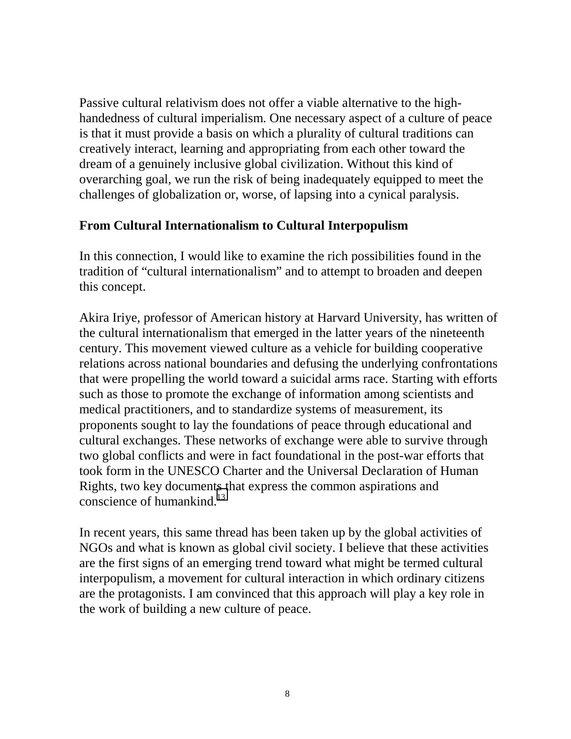Passive cultural relativism does not offer a viable alternative to the high-handedness of cultural imperialism. One necessary aspect of a culture of peace is that it must provide a basis on which a plurality of cultural traditions can creatively interact, learning and appropriating from each other toward the dream of a genuinely inclusive global civilization. Without this kind of overarching goal, we run the risk of being inadequately equipped to meet the challenges of globalization or, worse, of lapsing into a cynical paralysis.

## From Cultural Internationalism to Cultural Interpopulism

In this connection, I would like to examine the rich possibilities found in the tradition of "cultural internationalism" and to attempt to broaden and deepen this concept.

Akira Iriye, professor of American history at Harvard University, has written of the cultural internationalism that emerged in the latter years of the nineteenth century. This movement viewed culture as a vehicle for building cooperative relations across national boundaries and defusing the underlying confrontations that were propelling the world toward a suicidal arms race. Starting with efforts such as those to promote the exchange of information among scientists and medical practitioners, and to standardize systems of measurement, its proponents sought to lay the foundations of peace through educational and cultural exchanges. These networks of exchange were able to survive through two global conflicts and were in fact foundational in the post-war efforts that took form in the UNESCO Charter and the Universal Declaration of Human Rights, two key documents that express the common aspirations and conscience of humankind.[13]

In recent years, this same thread has been taken up by the global activities of NGOs and what is known as global civil society. I believe that these activities are the first signs of an emerging trend toward what might be termed cultural interpopulism, a movement for cultural interaction in which ordinary citizens are the protagonists. I am convinced that this approach will play a key role in the work of building a new culture of peace.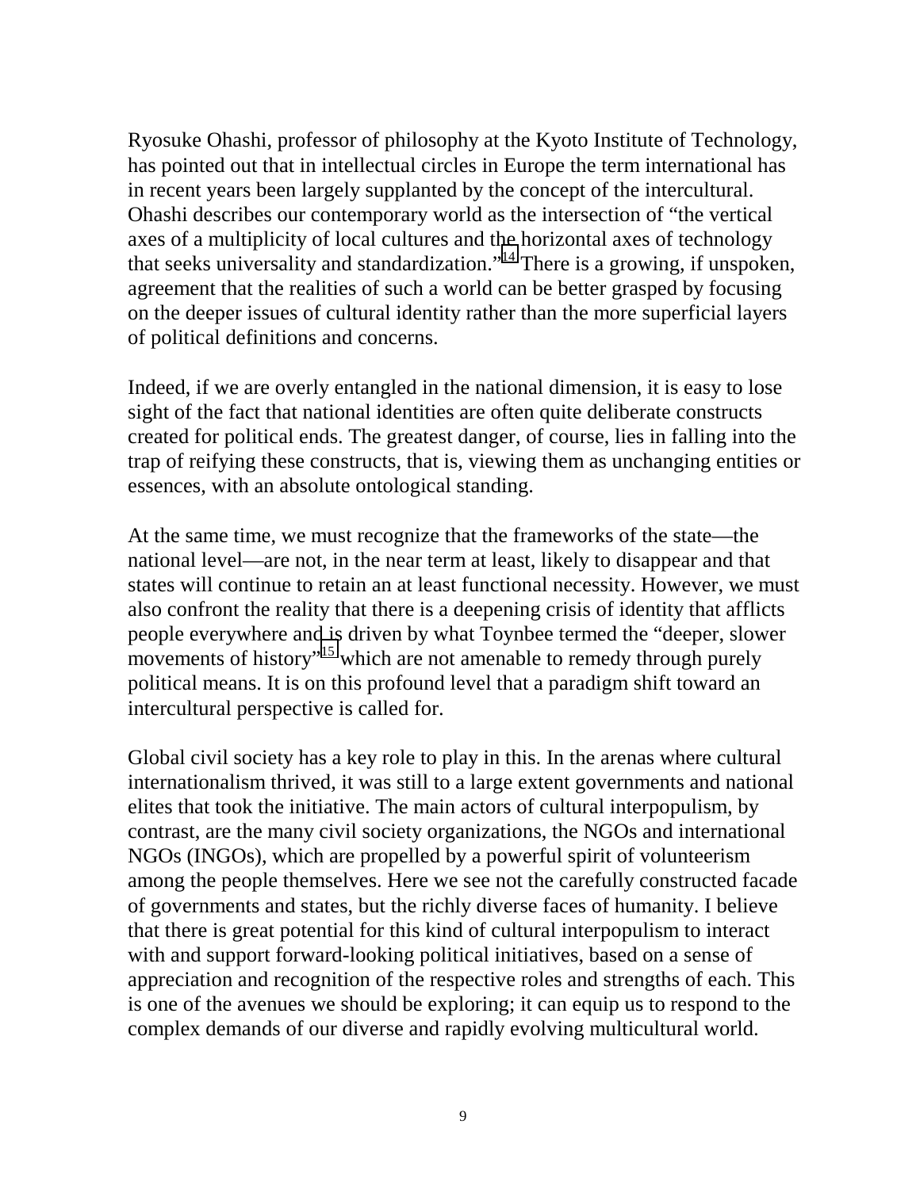Ryosuke Ohashi, professor of philosophy at the Kyoto Institute of Technology, has pointed out that in intellectual circles in Europe the term international has in recent years been largely supplanted by the concept of the intercultural. Ohashi describes our contemporary world as the intersection of "the vertical axes of a multiplicity of local cultures and the horizontal axes of technology that seeks universality and standardization."[14] There is a growing, if unspoken, agreement that the realities of such a world can be better grasped by focusing on the deeper issues of cultural identity rather than the more superficial layers of political definitions and concerns.

Indeed, if we are overly entangled in the national dimension, it is easy to lose sight of the fact that national identities are often quite deliberate constructs created for political ends. The greatest danger, of course, lies in falling into the trap of reifying these constructs, that is, viewing them as unchanging entities or essences, with an absolute ontological standing.

At the same time, we must recognize that the frameworks of the state—the national level—are not, in the near term at least, likely to disappear and that states will continue to retain an at least functional necessity. However, we must also confront the reality that there is a deepening crisis of identity that afflicts people everywhere and is driven by what Toynbee termed the "deeper, slower movements of history"[15] which are not amenable to remedy through purely political means. It is on this profound level that a paradigm shift toward an intercultural perspective is called for.

Global civil society has a key role to play in this. In the arenas where cultural internationalism thrived, it was still to a large extent governments and national elites that took the initiative. The main actors of cultural interpopulism, by contrast, are the many civil society organizations, the NGOs and international NGOs (INGOs), which are propelled by a powerful spirit of volunteerism among the people themselves. Here we see not the carefully constructed facade of governments and states, but the richly diverse faces of humanity. I believe that there is great potential for this kind of cultural interpopulism to interact with and support forward-looking political initiatives, based on a sense of appreciation and recognition of the respective roles and strengths of each. This is one of the avenues we should be exploring; it can equip us to respond to the complex demands of our diverse and rapidly evolving multicultural world.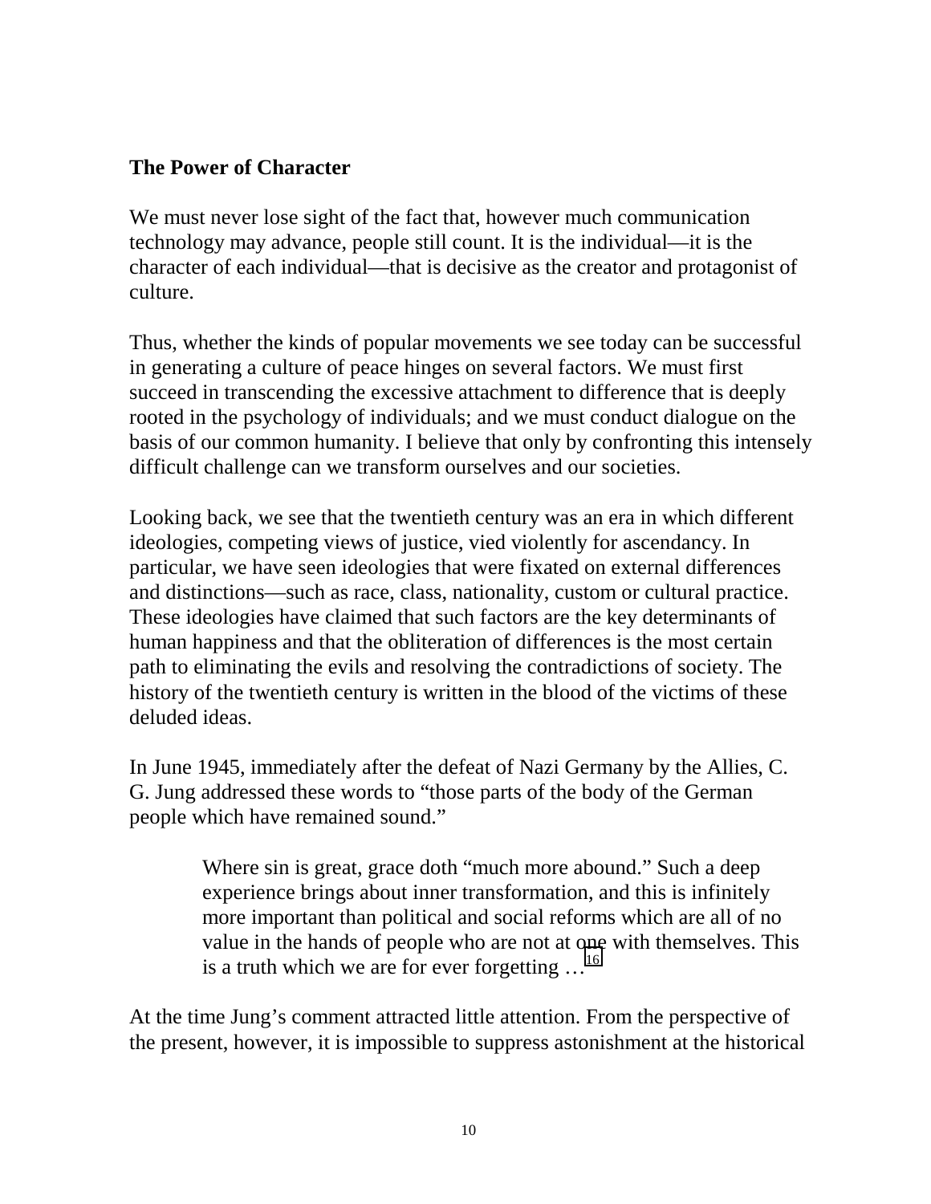### The Power of Character

We must never lose sight of the fact that, however much communication technology may advance, people still count. It is the individual—it is the character of each individual—that is decisive as the creator and protagonist of culture.

Thus, whether the kinds of popular movements we see today can be successful in generating a culture of peace hinges on several factors. We must first succeed in transcending the excessive attachment to difference that is deeply rooted in the psychology of individuals; and we must conduct dialogue on the basis of our common humanity. I believe that only by confronting this intensely difficult challenge can we transform ourselves and our societies.

Looking back, we see that the twentieth century was an era in which different ideologies, competing views of justice, vied violently for ascendancy. In particular, we have seen ideologies that were fixated on external differences and distinctions—such as race, class, nationality, custom or cultural practice. These ideologies have claimed that such factors are the key determinants of human happiness and that the obliteration of differences is the most certain path to eliminating the evils and resolving the contradictions of society. The history of the twentieth century is written in the blood of the victims of these deluded ideas.

In June 1945, immediately after the defeat of Nazi Germany by the Allies, C. G. Jung addressed these words to "those parts of the body of the German people which have remained sound."

> Where sin is great, grace doth "much more abound." Such a deep experience brings about inner transformation, and this is infinitely more important than political and social reforms which are all of no value in the hands of people who are not at one with themselves. This is a truth which we are for ever forgetting …[16]

At the time Jung's comment attracted little attention. From the perspective of the present, however, it is impossible to suppress astonishment at the historical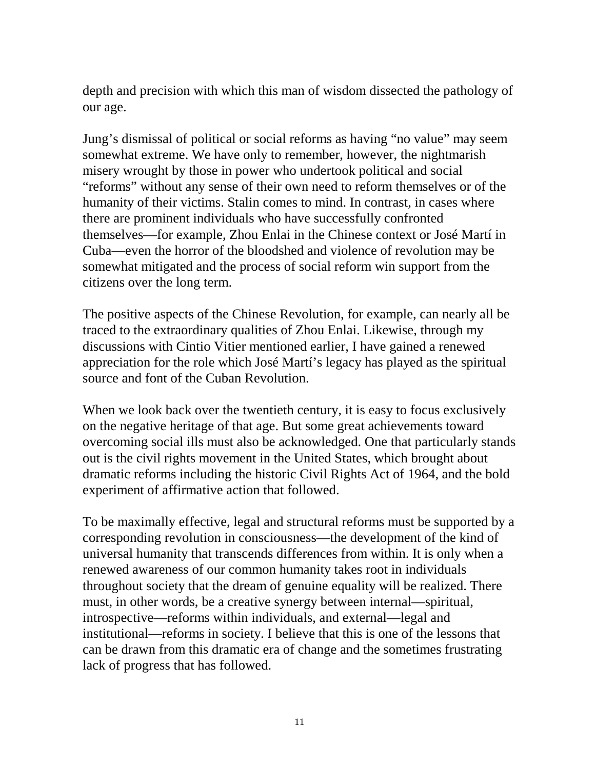depth and precision with which this man of wisdom dissected the pathology of our age.

Jung's dismissal of political or social reforms as having "no value" may seem somewhat extreme. We have only to remember, however, the nightmarish misery wrought by those in power who undertook political and social "reforms" without any sense of their own need to reform themselves or of the humanity of their victims. Stalin comes to mind. In contrast, in cases where there are prominent individuals who have successfully confronted themselves—for example, Zhou Enlai in the Chinese context or José Martí in Cuba—even the horror of the bloodshed and violence of revolution may be somewhat mitigated and the process of social reform win support from the citizens over the long term.

The positive aspects of the Chinese Revolution, for example, can nearly all be traced to the extraordinary qualities of Zhou Enlai. Likewise, through my discussions with Cintio Vitier mentioned earlier, I have gained a renewed appreciation for the role which José Martí's legacy has played as the spiritual source and font of the Cuban Revolution.

When we look back over the twentieth century, it is easy to focus exclusively on the negative heritage of that age. But some great achievements toward overcoming social ills must also be acknowledged. One that particularly stands out is the civil rights movement in the United States, which brought about dramatic reforms including the historic Civil Rights Act of 1964, and the bold experiment of affirmative action that followed.

To be maximally effective, legal and structural reforms must be supported by a corresponding revolution in consciousness—the development of the kind of universal humanity that transcends differences from within. It is only when a renewed awareness of our common humanity takes root in individuals throughout society that the dream of genuine equality will be realized. There must, in other words, be a creative synergy between internal—spiritual, introspective—reforms within individuals, and external—legal and institutional—reforms in society. I believe that this is one of the lessons that can be drawn from this dramatic era of change and the sometimes frustrating lack of progress that has followed.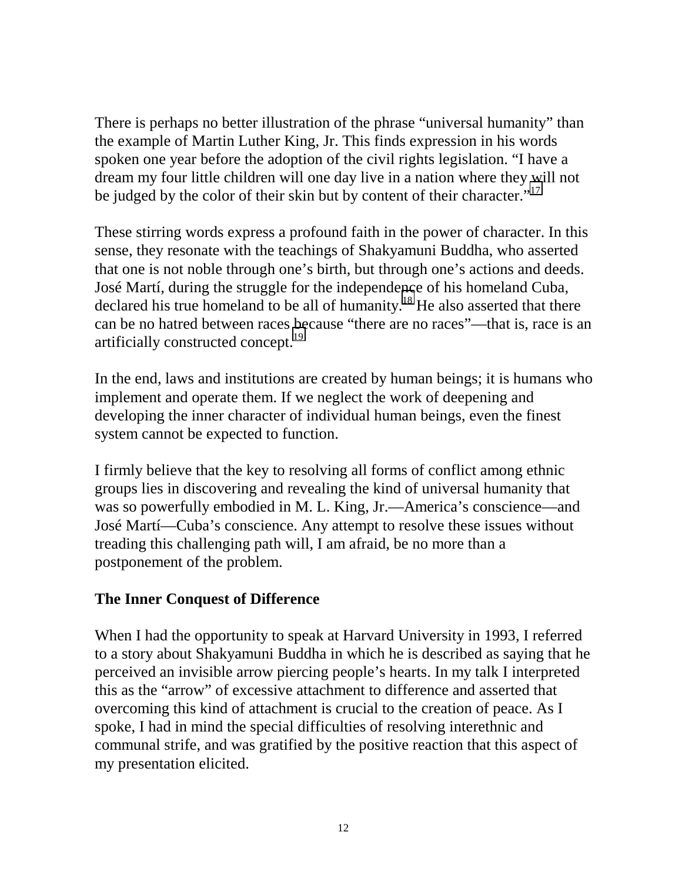There is perhaps no better illustration of the phrase "universal humanity" than the example of Martin Luther King, Jr. This finds expression in his words spoken one year before the adoption of the civil rights legislation. "I have a dream my four little children will one day live in a nation where they will not be judged by the color of their skin but by content of their character."[17]

These stirring words express a profound faith in the power of character. In this sense, they resonate with the teachings of Shakyamuni Buddha, who asserted that one is not noble through one's birth, but through one's actions and deeds. José Martí, during the struggle for the independence of his homeland Cuba, declared his true homeland to be all of humanity.[18] He also asserted that there can be no hatred between races because "there are no races"—that is, race is an artificially constructed concept.[19]

In the end, laws and institutions are created by human beings; it is humans who implement and operate them. If we neglect the work of deepening and developing the inner character of individual human beings, even the finest system cannot be expected to function.

I firmly believe that the key to resolving all forms of conflict among ethnic groups lies in discovering and revealing the kind of universal humanity that was so powerfully embodied in M. L. King, Jr.—America's conscience—and José Martí—Cuba's conscience. Any attempt to resolve these issues without treading this challenging path will, I am afraid, be no more than a postponement of the problem.

**The Inner Conquest of Difference**

When I had the opportunity to speak at Harvard University in 1993, I referred to a story about Shakyamuni Buddha in which he is described as saying that he perceived an invisible arrow piercing people's hearts. In my talk I interpreted this as the "arrow" of excessive attachment to difference and asserted that overcoming this kind of attachment is crucial to the creation of peace. As I spoke, I had in mind the special difficulties of resolving interethnic and communal strife, and was gratified by the positive reaction that this aspect of my presentation elicited.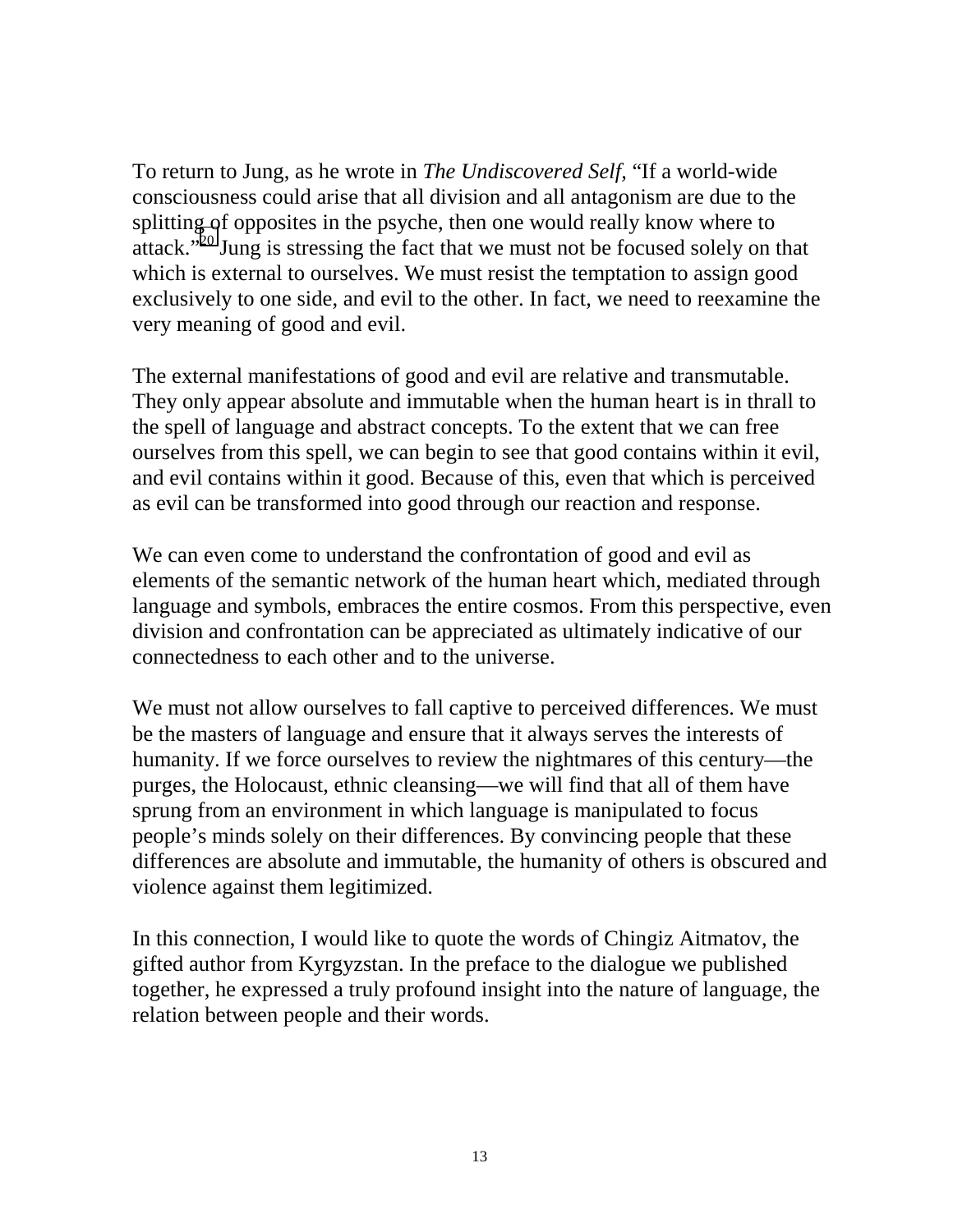To return to Jung, as he wrote in *The Undiscovered Self,* "If a world-wide consciousness could arise that all division and all antagonism are due to the splitting of opposites in the psyche, then one would really know where to attack."[20] Jung is stressing the fact that we must not be focused solely on that which is external to ourselves. We must resist the temptation to assign good exclusively to one side, and evil to the other. In fact, we need to reexamine the very meaning of good and evil.

The external manifestations of good and evil are relative and transmutable. They only appear absolute and immutable when the human heart is in thrall to the spell of language and abstract concepts. To the extent that we can free ourselves from this spell, we can begin to see that good contains within it evil, and evil contains within it good. Because of this, even that which is perceived as evil can be transformed into good through our reaction and response.

We can even come to understand the confrontation of good and evil as elements of the semantic network of the human heart which, mediated through language and symbols, embraces the entire cosmos. From this perspective, even division and confrontation can be appreciated as ultimately indicative of our connectedness to each other and to the universe.

We must not allow ourselves to fall captive to perceived differences. We must be the masters of language and ensure that it always serves the interests of humanity. If we force ourselves to review the nightmares of this century—the purges, the Holocaust, ethnic cleansing—we will find that all of them have sprung from an environment in which language is manipulated to focus people's minds solely on their differences. By convincing people that these differences are absolute and immutable, the humanity of others is obscured and violence against them legitimized.

In this connection, I would like to quote the words of Chingiz Aitmatov, the gifted author from Kyrgyzstan. In the preface to the dialogue we published together, he expressed a truly profound insight into the nature of language, the relation between people and their words.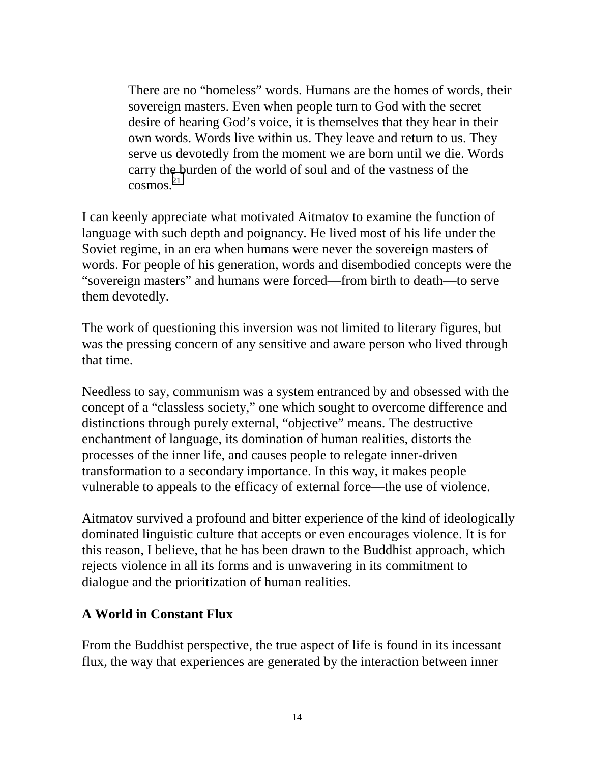> There are no "homeless" words. Humans are the homes of words, their sovereign masters. Even when people turn to God with the secret desire of hearing God's voice, it is themselves that they hear in their own words. Words live within us. They leave and return to us. They serve us devotedly from the moment we are born until we die. Words carry the burden of the world of soul and of the vastness of the cosmos.[21]

I can keenly appreciate what motivated Aitmatov to examine the function of language with such depth and poignancy. He lived most of his life under the Soviet regime, in an era when humans were never the sovereign masters of words. For people of his generation, words and disembodied concepts were the "sovereign masters" and humans were forced—from birth to death—to serve them devotedly.

The work of questioning this inversion was not limited to literary figures, but was the pressing concern of any sensitive and aware person who lived through that time.

Needless to say, communism was a system entranced by and obsessed with the concept of a "classless society," one which sought to overcome difference and distinctions through purely external, "objective" means. The destructive enchantment of language, its domination of human realities, distorts the processes of the inner life, and causes people to relegate inner-driven transformation to a secondary importance. In this way, it makes people vulnerable to appeals to the efficacy of external force—the use of violence.

Aitmatov survived a profound and bitter experience of the kind of ideologically dominated linguistic culture that accepts or even encourages violence. It is for this reason, I believe, that he has been drawn to the Buddhist approach, which rejects violence in all its forms and is unwavering in its commitment to dialogue and the prioritization of human realities.

**A World in Constant Flux**

From the Buddhist perspective, the true aspect of life is found in its incessant flux, the way that experiences are generated by the interaction between inner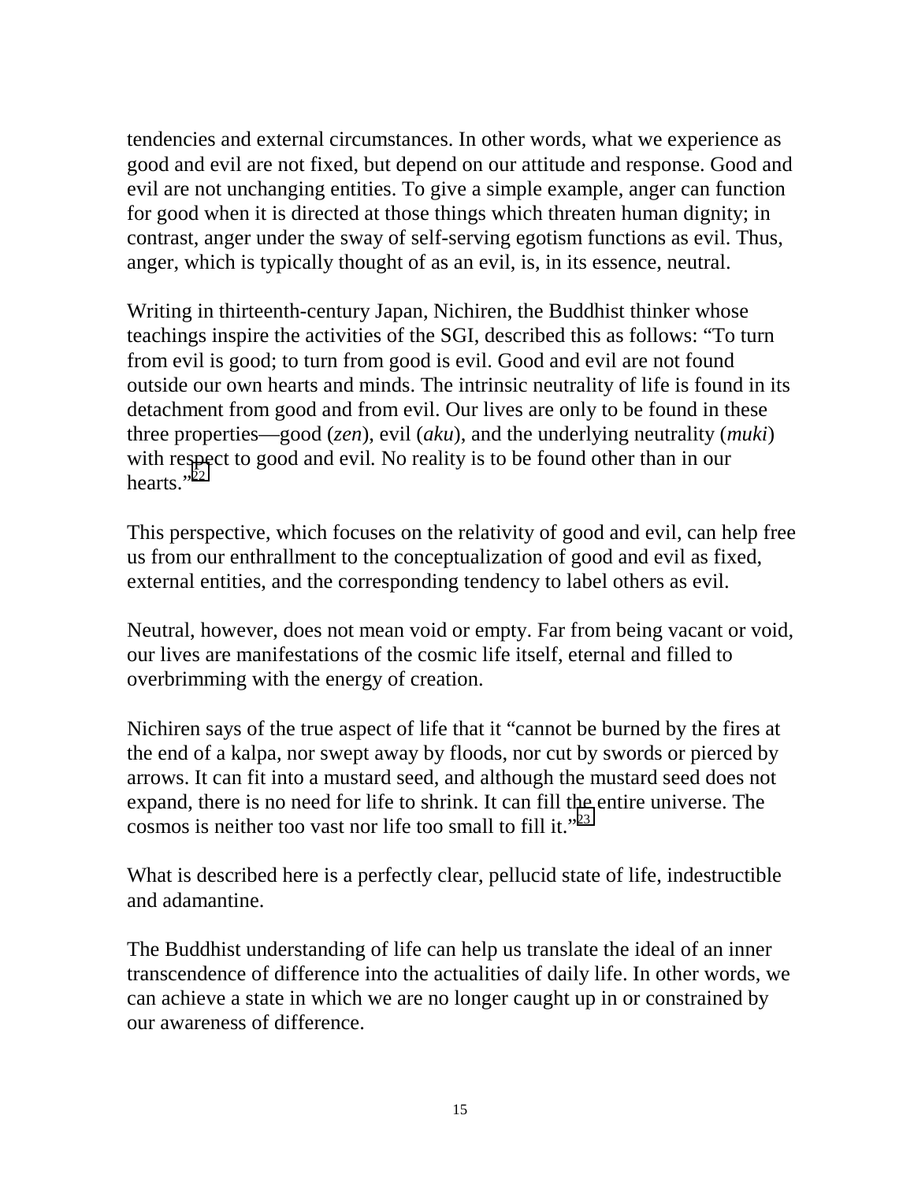tendencies and external circumstances. In other words, what we experience as good and evil are not fixed, but depend on our attitude and response. Good and evil are not unchanging entities. To give a simple example, anger can function for good when it is directed at those things which threaten human dignity; in contrast, anger under the sway of self-serving egotism functions as evil. Thus, anger, which is typically thought of as an evil, is, in its essence, neutral.

Writing in thirteenth-century Japan, Nichiren, the Buddhist thinker whose teachings inspire the activities of the SGI, described this as follows: "To turn from evil is good; to turn from good is evil. Good and evil are not found outside our own hearts and minds. The intrinsic neutrality of life is found in its detachment from good and from evil. Our lives are only to be found in these three properties—good (*zen*), evil (*aku*), and the underlying neutrality (*muki*) with respect to good and evil. No reality is to be found other than in our hearts."[22]

This perspective, which focuses on the relativity of good and evil, can help free us from our enthrallment to the conceptualization of good and evil as fixed, external entities, and the corresponding tendency to label others as evil.

Neutral, however, does not mean void or empty. Far from being vacant or void, our lives are manifestations of the cosmic life itself, eternal and filled to overbrimming with the energy of creation.

Nichiren says of the true aspect of life that it "cannot be burned by the fires at the end of a kalpa, nor swept away by floods, nor cut by swords or pierced by arrows. It can fit into a mustard seed, and although the mustard seed does not expand, there is no need for life to shrink. It can fill the entire universe. The cosmos is neither too vast nor life too small to fill it."[23]

What is described here is a perfectly clear, pellucid state of life, indestructible and adamantine.

The Buddhist understanding of life can help us translate the ideal of an inner transcendence of difference into the actualities of daily life. In other words, we can achieve a state in which we are no longer caught up in or constrained by our awareness of difference.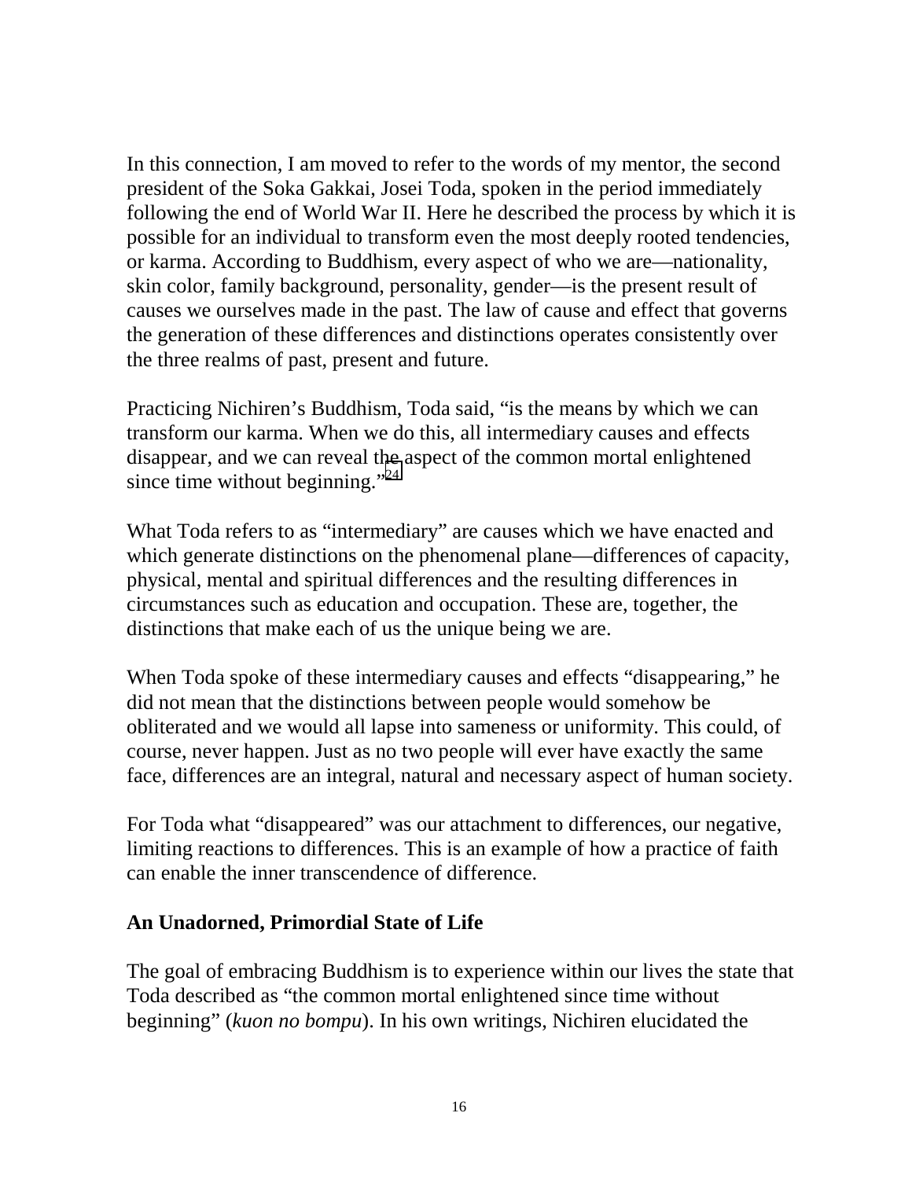In this connection, I am moved to refer to the words of my mentor, the second president of the Soka Gakkai, Josei Toda, spoken in the period immediately following the end of World War II. Here he described the process by which it is possible for an individual to transform even the most deeply rooted tendencies, or karma. According to Buddhism, every aspect of who we are—nationality, skin color, family background, personality, gender—is the present result of causes we ourselves made in the past. The law of cause and effect that governs the generation of these differences and distinctions operates consistently over the three realms of past, present and future.

Practicing Nichiren's Buddhism, Toda said, "is the means by which we can transform our karma. When we do this, all intermediary causes and effects disappear, and we can reveal the aspect of the common mortal enlightened since time without beginning."[24]

What Toda refers to as "intermediary" are causes which we have enacted and which generate distinctions on the phenomenal plane—differences of capacity, physical, mental and spiritual differences and the resulting differences in circumstances such as education and occupation. These are, together, the distinctions that make each of us the unique being we are.

When Toda spoke of these intermediary causes and effects "disappearing," he did not mean that the distinctions between people would somehow be obliterated and we would all lapse into sameness or uniformity. This could, of course, never happen. Just as no two people will ever have exactly the same face, differences are an integral, natural and necessary aspect of human society.

For Toda what "disappeared" was our attachment to differences, our negative, limiting reactions to differences. This is an example of how a practice of faith can enable the inner transcendence of difference.

**An Unadorned, Primordial State of Life**

The goal of embracing Buddhism is to experience within our lives the state that Toda described as "the common mortal enlightened since time without beginning" (*kuon no bompu*). In his own writings, Nichiren elucidated the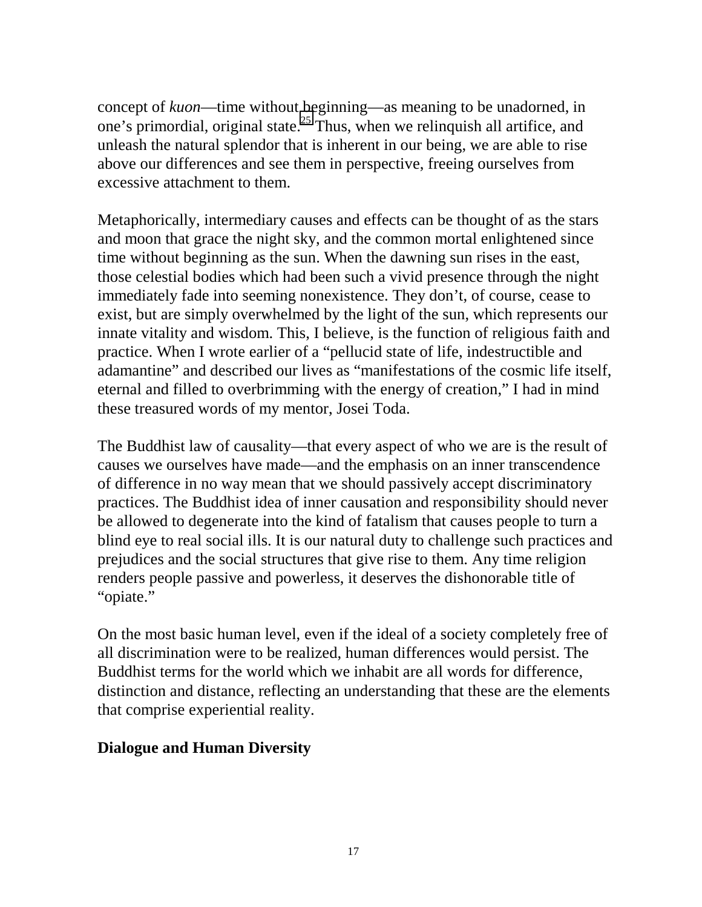concept of *kuon*—time without beginning—as meaning to be unadorned, in one's primordial, original state.[25] Thus, when we relinquish all artifice, and unleash the natural splendor that is inherent in our being, we are able to rise above our differences and see them in perspective, freeing ourselves from excessive attachment to them.

Metaphorically, intermediary causes and effects can be thought of as the stars and moon that grace the night sky, and the common mortal enlightened since time without beginning as the sun. When the dawning sun rises in the east, those celestial bodies which had been such a vivid presence through the night immediately fade into seeming nonexistence. They don't, of course, cease to exist, but are simply overwhelmed by the light of the sun, which represents our innate vitality and wisdom. This, I believe, is the function of religious faith and practice. When I wrote earlier of a "pellucid state of life, indestructible and adamantine" and described our lives as "manifestations of the cosmic life itself, eternal and filled to overbrimming with the energy of creation," I had in mind these treasured words of my mentor, Josei Toda.

The Buddhist law of causality—that every aspect of who we are is the result of causes we ourselves have made—and the emphasis on an inner transcendence of difference in no way mean that we should passively accept discriminatory practices. The Buddhist idea of inner causation and responsibility should never be allowed to degenerate into the kind of fatalism that causes people to turn a blind eye to real social ills. It is our natural duty to challenge such practices and prejudices and the social structures that give rise to them. Any time religion renders people passive and powerless, it deserves the dishonorable title of "opiate."

On the most basic human level, even if the ideal of a society completely free of all discrimination were to be realized, human differences would persist. The Buddhist terms for the world which we inhabit are all words for difference, distinction and distance, reflecting an understanding that these are the elements that comprise experiential reality.

## Dialogue and Human Diversity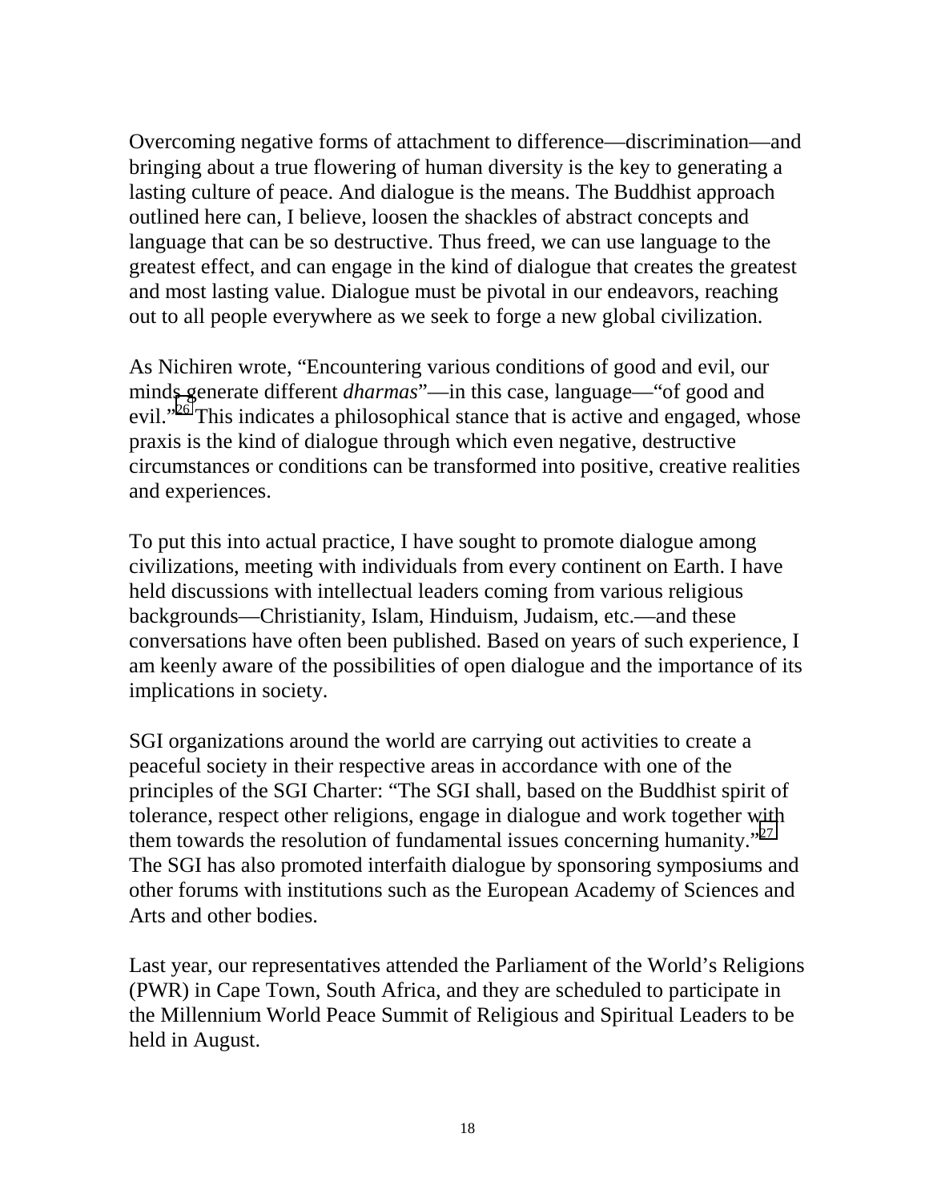Overcoming negative forms of attachment to difference—discrimination—and bringing about a true flowering of human diversity is the key to generating a lasting culture of peace. And dialogue is the means. The Buddhist approach outlined here can, I believe, loosen the shackles of abstract concepts and language that can be so destructive. Thus freed, we can use language to the greatest effect, and can engage in the kind of dialogue that creates the greatest and most lasting value. Dialogue must be pivotal in our endeavors, reaching out to all people everywhere as we seek to forge a new global civilization.

As Nichiren wrote, "Encountering various conditions of good and evil, our minds generate different *dharmas*"—in this case, language—"of good and evil."[26] This indicates a philosophical stance that is active and engaged, whose praxis is the kind of dialogue through which even negative, destructive circumstances or conditions can be transformed into positive, creative realities and experiences.

To put this into actual practice, I have sought to promote dialogue among civilizations, meeting with individuals from every continent on Earth. I have held discussions with intellectual leaders coming from various religious backgrounds—Christianity, Islam, Hinduism, Judaism, etc.—and these conversations have often been published. Based on years of such experience, I am keenly aware of the possibilities of open dialogue and the importance of its implications in society.

SGI organizations around the world are carrying out activities to create a peaceful society in their respective areas in accordance with one of the principles of the SGI Charter: "The SGI shall, based on the Buddhist spirit of tolerance, respect other religions, engage in dialogue and work together with them towards the resolution of fundamental issues concerning humanity."[27] The SGI has also promoted interfaith dialogue by sponsoring symposiums and other forums with institutions such as the European Academy of Sciences and Arts and other bodies.

Last year, our representatives attended the Parliament of the World's Religions (PWR) in Cape Town, South Africa, and they are scheduled to participate in the Millennium World Peace Summit of Religious and Spiritual Leaders to be held in August.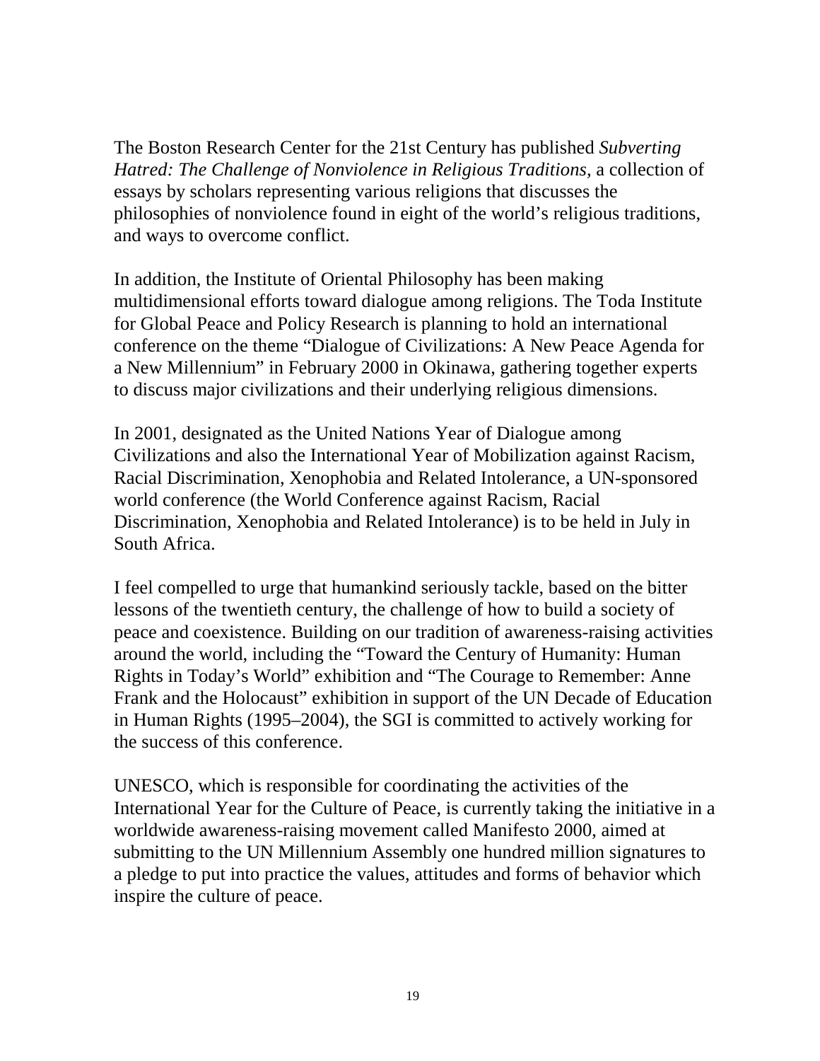The Boston Research Center for the 21st Century has published *Subverting Hatred: The Challenge of Nonviolence in Religious Traditions*, a collection of essays by scholars representing various religions that discusses the philosophies of nonviolence found in eight of the world's religious traditions, and ways to overcome conflict.

In addition, the Institute of Oriental Philosophy has been making multidimensional efforts toward dialogue among religions. The Toda Institute for Global Peace and Policy Research is planning to hold an international conference on the theme "Dialogue of Civilizations: A New Peace Agenda for a New Millennium" in February 2000 in Okinawa, gathering together experts to discuss major civilizations and their underlying religious dimensions.

In 2001, designated as the United Nations Year of Dialogue among Civilizations and also the International Year of Mobilization against Racism, Racial Discrimination, Xenophobia and Related Intolerance, a UN-sponsored world conference (the World Conference against Racism, Racial Discrimination, Xenophobia and Related Intolerance) is to be held in July in South Africa.

I feel compelled to urge that humankind seriously tackle, based on the bitter lessons of the twentieth century, the challenge of how to build a society of peace and coexistence. Building on our tradition of awareness-raising activities around the world, including the "Toward the Century of Humanity: Human Rights in Today's World" exhibition and "The Courage to Remember: Anne Frank and the Holocaust" exhibition in support of the UN Decade of Education in Human Rights (1995–2004), the SGI is committed to actively working for the success of this conference.

UNESCO, which is responsible for coordinating the activities of the International Year for the Culture of Peace, is currently taking the initiative in a worldwide awareness-raising movement called Manifesto 2000, aimed at submitting to the UN Millennium Assembly one hundred million signatures to a pledge to put into practice the values, attitudes and forms of behavior which inspire the culture of peace.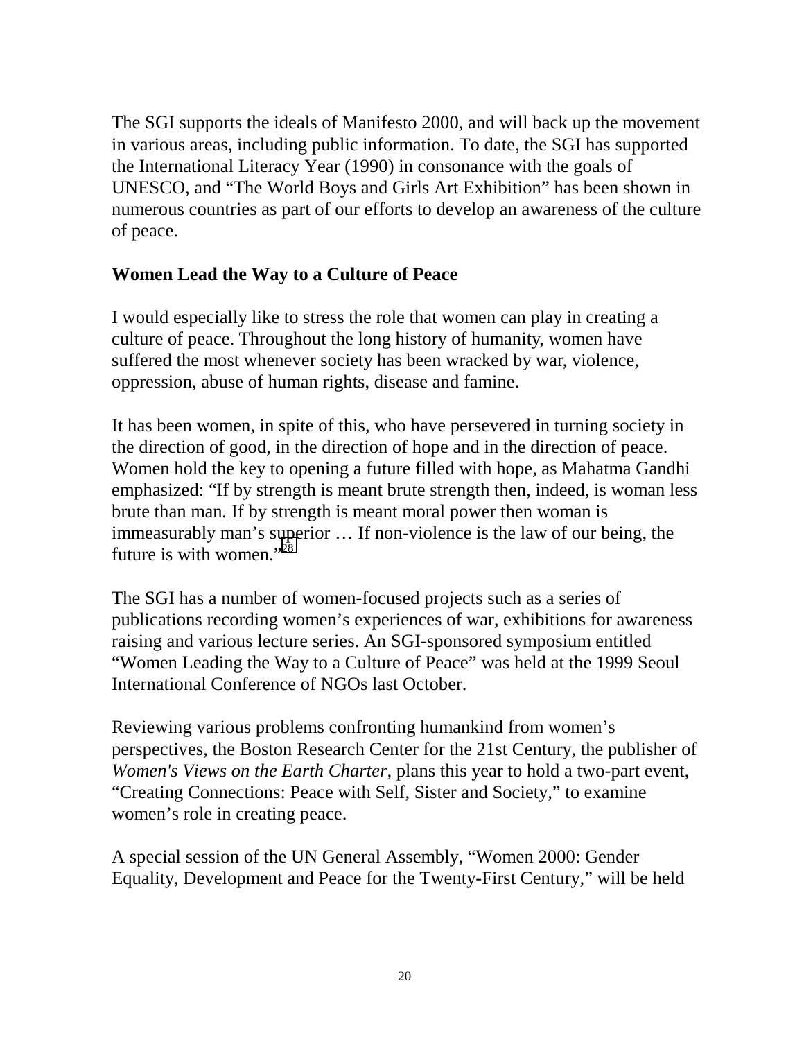The SGI supports the ideals of Manifesto 2000, and will back up the movement in various areas, including public information. To date, the SGI has supported the International Literacy Year (1990) in consonance with the goals of UNESCO, and "The World Boys and Girls Art Exhibition" has been shown in numerous countries as part of our efforts to develop an awareness of the culture of peace.

**Women Lead the Way to a Culture of Peace**

I would especially like to stress the role that women can play in creating a culture of peace. Throughout the long history of humanity, women have suffered the most whenever society has been wracked by war, violence, oppression, abuse of human rights, disease and famine.

It has been women, in spite of this, who have persevered in turning society in the direction of good, in the direction of hope and in the direction of peace. Women hold the key to opening a future filled with hope, as Mahatma Gandhi emphasized: "If by strength is meant brute strength then, indeed, is woman less brute than man. If by strength is meant moral power then woman is immeasurably man's superior … If non-violence is the law of our being, the future is with women."[28]

The SGI has a number of women-focused projects such as a series of publications recording women's experiences of war, exhibitions for awareness raising and various lecture series. An SGI-sponsored symposium entitled "Women Leading the Way to a Culture of Peace" was held at the 1999 Seoul International Conference of NGOs last October.

Reviewing various problems confronting humankind from women's perspectives, the Boston Research Center for the 21st Century, the publisher of *Women's Views on the Earth Charter*, plans this year to hold a two-part event, "Creating Connections: Peace with Self, Sister and Society," to examine women's role in creating peace.

A special session of the UN General Assembly, "Women 2000: Gender Equality, Development and Peace for the Twenty-First Century," will be held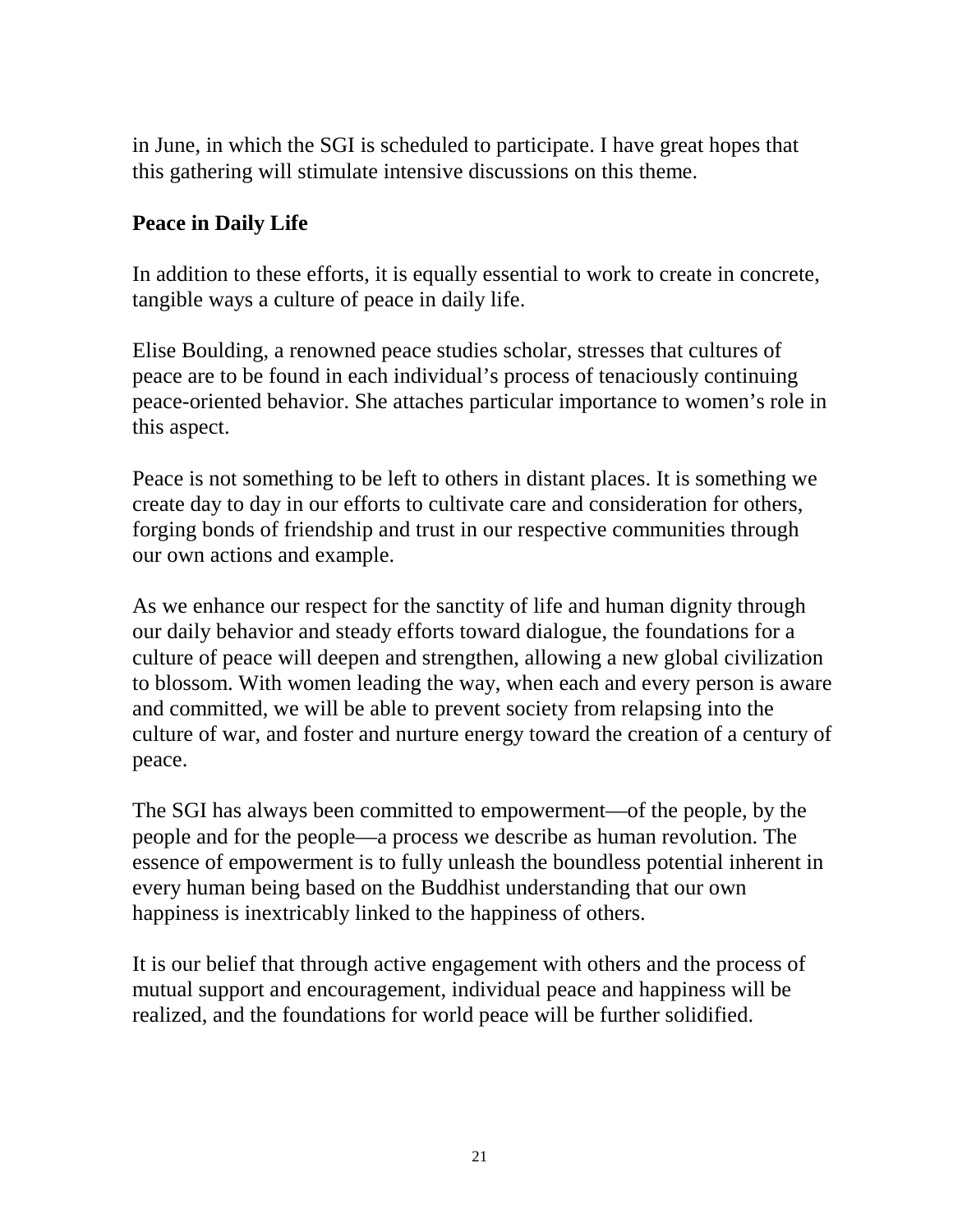in June, in which the SGI is scheduled to participate. I have great hopes that this gathering will stimulate intensive discussions on this theme.

## Peace in Daily Life

In addition to these efforts, it is equally essential to work to create in concrete, tangible ways a culture of peace in daily life.

Elise Boulding, a renowned peace studies scholar, stresses that cultures of peace are to be found in each individual's process of tenaciously continuing peace-oriented behavior. She attaches particular importance to women's role in this aspect.

Peace is not something to be left to others in distant places. It is something we create day to day in our efforts to cultivate care and consideration for others, forging bonds of friendship and trust in our respective communities through our own actions and example.

As we enhance our respect for the sanctity of life and human dignity through our daily behavior and steady efforts toward dialogue, the foundations for a culture of peace will deepen and strengthen, allowing a new global civilization to blossom. With women leading the way, when each and every person is aware and committed, we will be able to prevent society from relapsing into the culture of war, and foster and nurture energy toward the creation of a century of peace.

The SGI has always been committed to empowerment—of the people, by the people and for the people—a process we describe as human revolution. The essence of empowerment is to fully unleash the boundless potential inherent in every human being based on the Buddhist understanding that our own happiness is inextricably linked to the happiness of others.

It is our belief that through active engagement with others and the process of mutual support and encouragement, individual peace and happiness will be realized, and the foundations for world peace will be further solidified.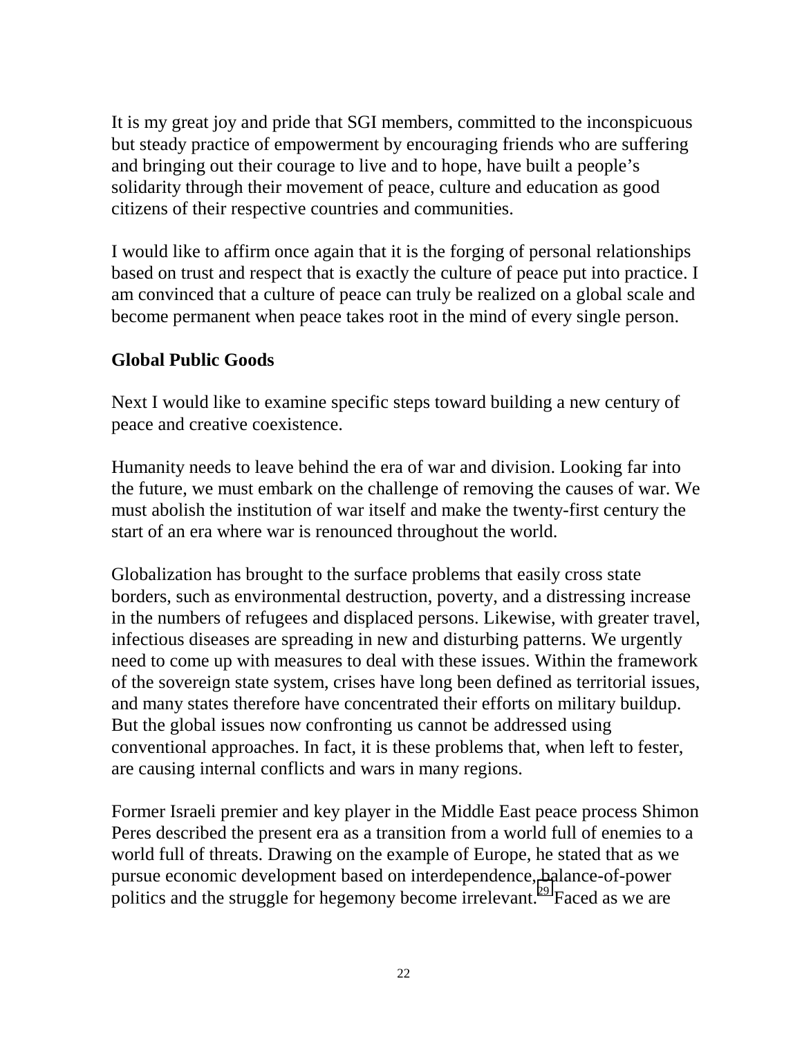It is my great joy and pride that SGI members, committed to the inconspicuous but steady practice of empowerment by encouraging friends who are suffering and bringing out their courage to live and to hope, have built a people's solidarity through their movement of peace, culture and education as good citizens of their respective countries and communities.

I would like to affirm once again that it is the forging of personal relationships based on trust and respect that is exactly the culture of peace put into practice. I am convinced that a culture of peace can truly be realized on a global scale and become permanent when peace takes root in the mind of every single person.

## Global Public Goods

Next I would like to examine specific steps toward building a new century of peace and creative coexistence.

Humanity needs to leave behind the era of war and division. Looking far into the future, we must embark on the challenge of removing the causes of war. We must abolish the institution of war itself and make the twenty-first century the start of an era where war is renounced throughout the world.

Globalization has brought to the surface problems that easily cross state borders, such as environmental destruction, poverty, and a distressing increase in the numbers of refugees and displaced persons. Likewise, with greater travel, infectious diseases are spreading in new and disturbing patterns. We urgently need to come up with measures to deal with these issues. Within the framework of the sovereign state system, crises have long been defined as territorial issues, and many states therefore have concentrated their efforts on military buildup. But the global issues now confronting us cannot be addressed using conventional approaches. In fact, it is these problems that, when left to fester, are causing internal conflicts and wars in many regions.

Former Israeli premier and key player in the Middle East peace process Shimon Peres described the present era as a transition from a world full of enemies to a world full of threats. Drawing on the example of Europe, he stated that as we pursue economic development based on interdependence, balance-of-power politics and the struggle for hegemony become irrelevant.[29] Faced as we are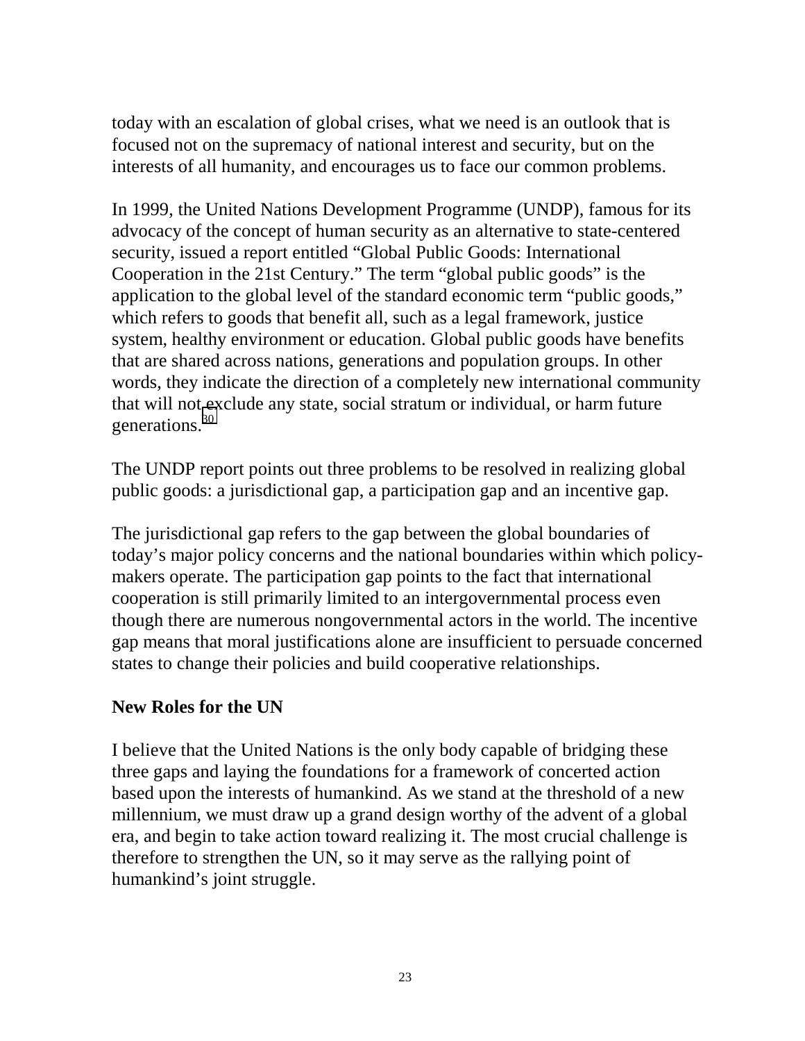today with an escalation of global crises, what we need is an outlook that is focused not on the supremacy of national interest and security, but on the interests of all humanity, and encourages us to face our common problems.

In 1999, the United Nations Development Programme (UNDP), famous for its advocacy of the concept of human security as an alternative to state-centered security, issued a report entitled "Global Public Goods: International Cooperation in the 21st Century." The term "global public goods" is the application to the global level of the standard economic term "public goods," which refers to goods that benefit all, such as a legal framework, justice system, healthy environment or education. Global public goods have benefits that are shared across nations, generations and population groups. In other words, they indicate the direction of a completely new international community that will not exclude any state, social stratum or individual, or harm future generations.[30]

The UNDP report points out three problems to be resolved in realizing global public goods: a jurisdictional gap, a participation gap and an incentive gap.

The jurisdictional gap refers to the gap between the global boundaries of today's major policy concerns and the national boundaries within which policy-makers operate. The participation gap points to the fact that international cooperation is still primarily limited to an intergovernmental process even though there are numerous nongovernmental actors in the world. The incentive gap means that moral justifications alone are insufficient to persuade concerned states to change their policies and build cooperative relationships.

## New Roles for the UN

I believe that the United Nations is the only body capable of bridging these three gaps and laying the foundations for a framework of concerted action based upon the interests of humankind. As we stand at the threshold of a new millennium, we must draw up a grand design worthy of the advent of a global era, and begin to take action toward realizing it. The most crucial challenge is therefore to strengthen the UN, so it may serve as the rallying point of humankind's joint struggle.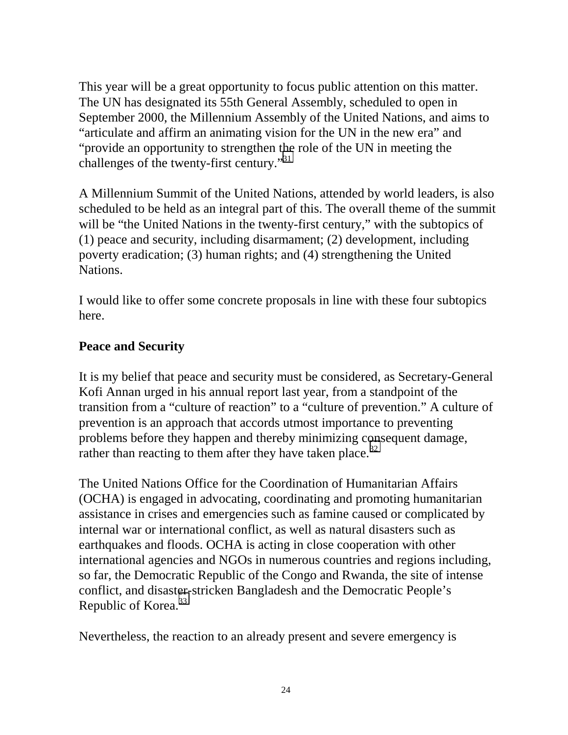This year will be a great opportunity to focus public attention on this matter. The UN has designated its 55th General Assembly, scheduled to open in September 2000, the Millennium Assembly of the United Nations, and aims to "articulate and affirm an animating vision for the UN in the new era" and "provide an opportunity to strengthen the role of the UN in meeting the challenges of the twenty-first century."[31]

A Millennium Summit of the United Nations, attended by world leaders, is also scheduled to be held as an integral part of this. The overall theme of the summit will be "the United Nations in the twenty-first century," with the subtopics of (1) peace and security, including disarmament; (2) development, including poverty eradication; (3) human rights; and (4) strengthening the United Nations.

I would like to offer some concrete proposals in line with these four subtopics here.

**Peace and Security**

It is my belief that peace and security must be considered, as Secretary-General Kofi Annan urged in his annual report last year, from a standpoint of the transition from a "culture of reaction" to a "culture of prevention." A culture of prevention is an approach that accords utmost importance to preventing problems before they happen and thereby minimizing consequent damage, rather than reacting to them after they have taken place.[32]

The United Nations Office for the Coordination of Humanitarian Affairs (OCHA) is engaged in advocating, coordinating and promoting humanitarian assistance in crises and emergencies such as famine caused or complicated by internal war or international conflict, as well as natural disasters such as earthquakes and floods. OCHA is acting in close cooperation with other international agencies and NGOs in numerous countries and regions including, so far, the Democratic Republic of the Congo and Rwanda, the site of intense conflict, and disaster-stricken Bangladesh and the Democratic People's Republic of Korea.[33]

Nevertheless, the reaction to an already present and severe emergency is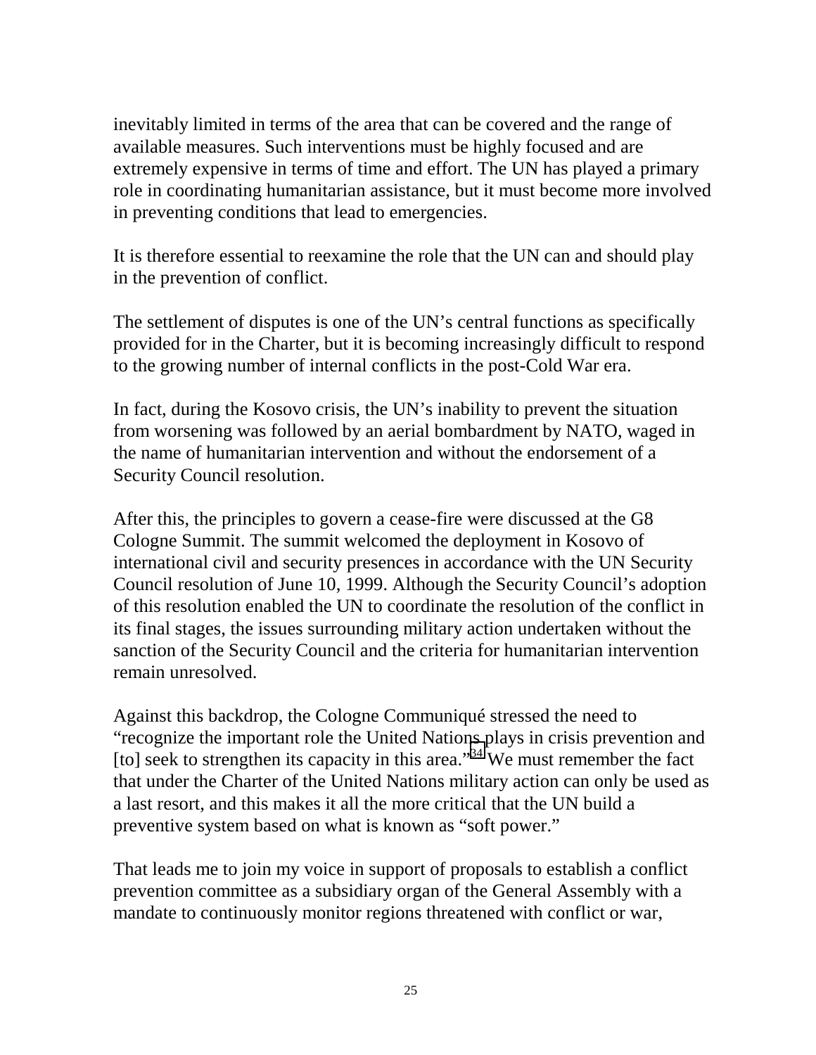inevitably limited in terms of the area that can be covered and the range of available measures. Such interventions must be highly focused and are extremely expensive in terms of time and effort. The UN has played a primary role in coordinating humanitarian assistance, but it must become more involved in preventing conditions that lead to emergencies.

It is therefore essential to reexamine the role that the UN can and should play in the prevention of conflict.

The settlement of disputes is one of the UN's central functions as specifically provided for in the Charter, but it is becoming increasingly difficult to respond to the growing number of internal conflicts in the post-Cold War era.

In fact, during the Kosovo crisis, the UN's inability to prevent the situation from worsening was followed by an aerial bombardment by NATO, waged in the name of humanitarian intervention and without the endorsement of a Security Council resolution.

After this, the principles to govern a cease-fire were discussed at the G8 Cologne Summit. The summit welcomed the deployment in Kosovo of international civil and security presences in accordance with the UN Security Council resolution of June 10, 1999. Although the Security Council's adoption of this resolution enabled the UN to coordinate the resolution of the conflict in its final stages, the issues surrounding military action undertaken without the sanction of the Security Council and the criteria for humanitarian intervention remain unresolved.

Against this backdrop, the Cologne Communiqué stressed the need to "recognize the important role the United Nations plays in crisis prevention and [to] seek to strengthen its capacity in this area."[34] We must remember the fact that under the Charter of the United Nations military action can only be used as a last resort, and this makes it all the more critical that the UN build a preventive system based on what is known as "soft power."

That leads me to join my voice in support of proposals to establish a conflict prevention committee as a subsidiary organ of the General Assembly with a mandate to continuously monitor regions threatened with conflict or war,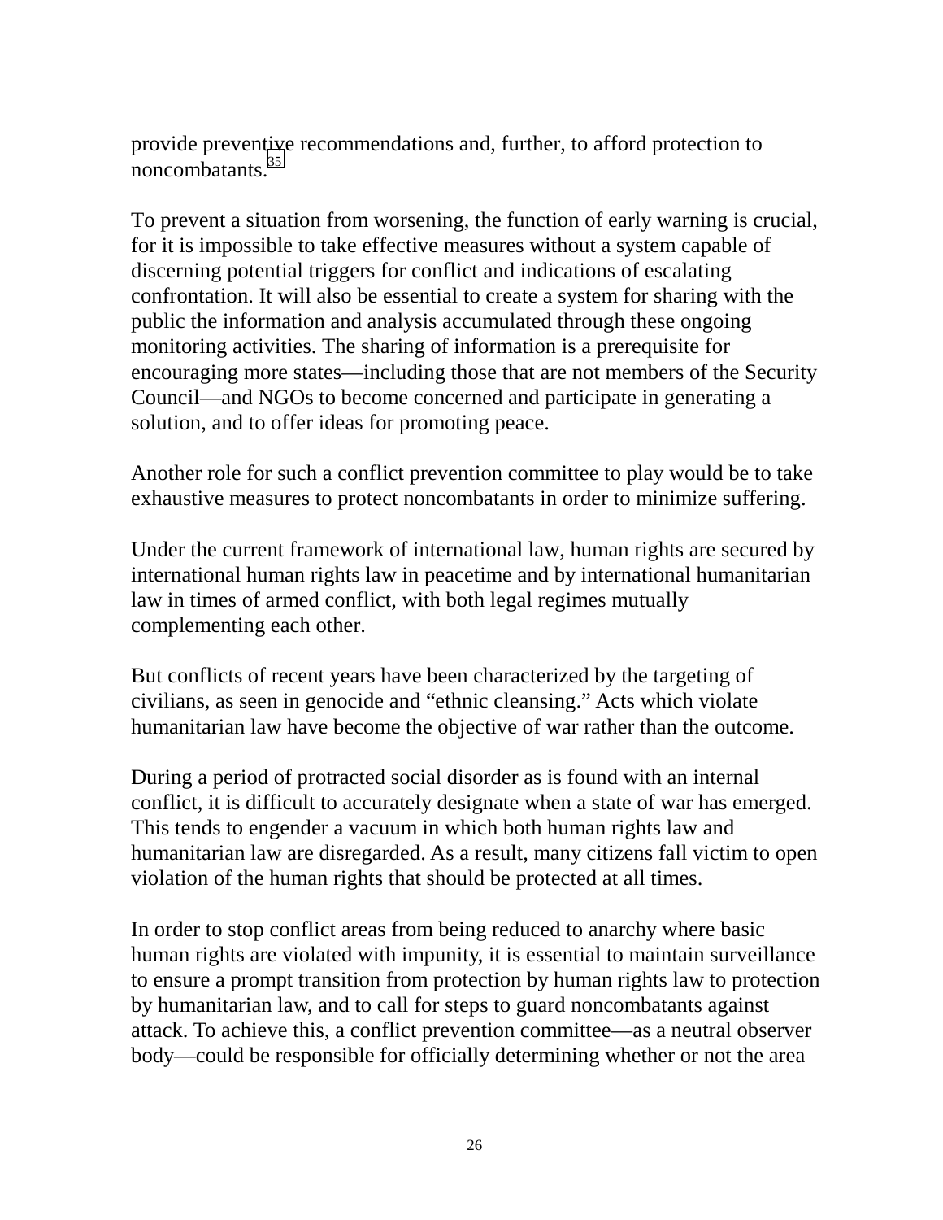provide preventive recommendations and, further, to afford protection to noncombatants.[35]

To prevent a situation from worsening, the function of early warning is crucial, for it is impossible to take effective measures without a system capable of discerning potential triggers for conflict and indications of escalating confrontation. It will also be essential to create a system for sharing with the public the information and analysis accumulated through these ongoing monitoring activities. The sharing of information is a prerequisite for encouraging more states—including those that are not members of the Security Council—and NGOs to become concerned and participate in generating a solution, and to offer ideas for promoting peace.

Another role for such a conflict prevention committee to play would be to take exhaustive measures to protect noncombatants in order to minimize suffering.

Under the current framework of international law, human rights are secured by international human rights law in peacetime and by international humanitarian law in times of armed conflict, with both legal regimes mutually complementing each other.

But conflicts of recent years have been characterized by the targeting of civilians, as seen in genocide and "ethnic cleansing." Acts which violate humanitarian law have become the objective of war rather than the outcome.

During a period of protracted social disorder as is found with an internal conflict, it is difficult to accurately designate when a state of war has emerged. This tends to engender a vacuum in which both human rights law and humanitarian law are disregarded. As a result, many citizens fall victim to open violation of the human rights that should be protected at all times.

In order to stop conflict areas from being reduced to anarchy where basic human rights are violated with impunity, it is essential to maintain surveillance to ensure a prompt transition from protection by human rights law to protection by humanitarian law, and to call for steps to guard noncombatants against attack. To achieve this, a conflict prevention committee—as a neutral observer body—could be responsible for officially determining whether or not the area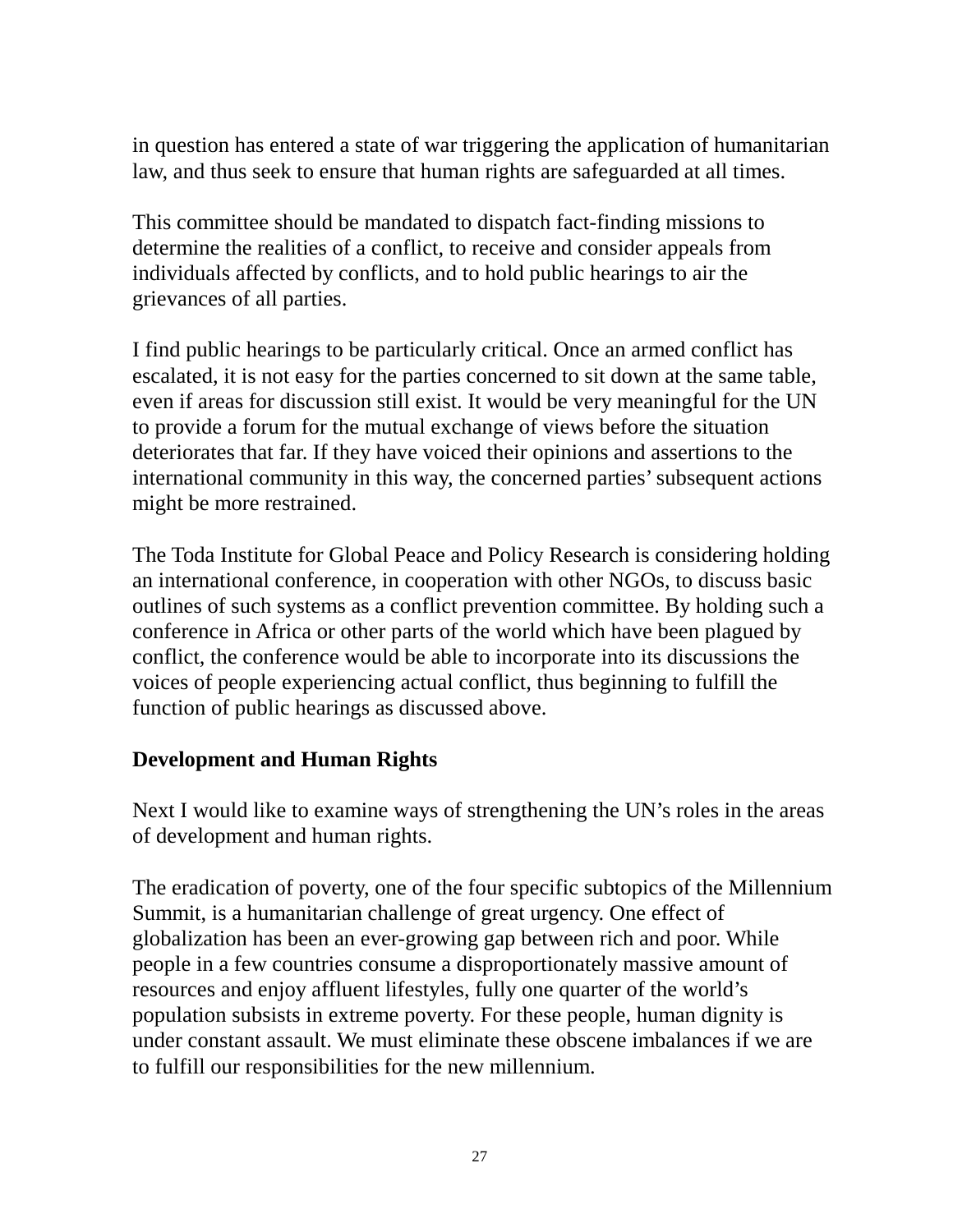in question has entered a state of war triggering the application of humanitarian law, and thus seek to ensure that human rights are safeguarded at all times.

This committee should be mandated to dispatch fact-finding missions to determine the realities of a conflict, to receive and consider appeals from individuals affected by conflicts, and to hold public hearings to air the grievances of all parties.

I find public hearings to be particularly critical. Once an armed conflict has escalated, it is not easy for the parties concerned to sit down at the same table, even if areas for discussion still exist. It would be very meaningful for the UN to provide a forum for the mutual exchange of views before the situation deteriorates that far. If they have voiced their opinions and assertions to the international community in this way, the concerned parties' subsequent actions might be more restrained.

The Toda Institute for Global Peace and Policy Research is considering holding an international conference, in cooperation with other NGOs, to discuss basic outlines of such systems as a conflict prevention committee. By holding such a conference in Africa or other parts of the world which have been plagued by conflict, the conference would be able to incorporate into its discussions the voices of people experiencing actual conflict, thus beginning to fulfill the function of public hearings as discussed above.

**Development and Human Rights**

Next I would like to examine ways of strengthening the UN's roles in the areas of development and human rights.

The eradication of poverty, one of the four specific subtopics of the Millennium Summit, is a humanitarian challenge of great urgency. One effect of globalization has been an ever-growing gap between rich and poor. While people in a few countries consume a disproportionately massive amount of resources and enjoy affluent lifestyles, fully one quarter of the world's population subsists in extreme poverty. For these people, human dignity is under constant assault. We must eliminate these obscene imbalances if we are to fulfill our responsibilities for the new millennium.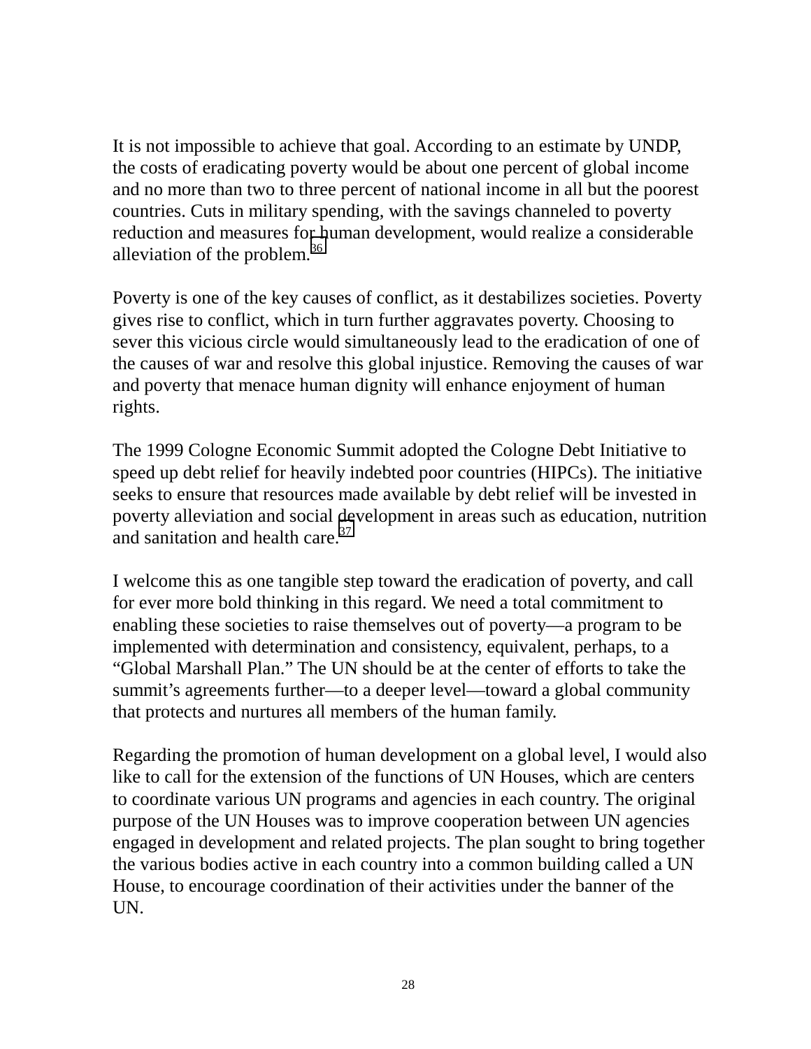It is not impossible to achieve that goal. According to an estimate by UNDP, the costs of eradicating poverty would be about one percent of global income and no more than two to three percent of national income in all but the poorest countries. Cuts in military spending, with the savings channeled to poverty reduction and measures for human development, would realize a considerable alleviation of the problem.[36]

Poverty is one of the key causes of conflict, as it destabilizes societies. Poverty gives rise to conflict, which in turn further aggravates poverty. Choosing to sever this vicious circle would simultaneously lead to the eradication of one of the causes of war and resolve this global injustice. Removing the causes of war and poverty that menace human dignity will enhance enjoyment of human rights.

The 1999 Cologne Economic Summit adopted the Cologne Debt Initiative to speed up debt relief for heavily indebted poor countries (HIPCs). The initiative seeks to ensure that resources made available by debt relief will be invested in poverty alleviation and social development in areas such as education, nutrition and sanitation and health care.[37]

I welcome this as one tangible step toward the eradication of poverty, and call for ever more bold thinking in this regard. We need a total commitment to enabling these societies to raise themselves out of poverty—a program to be implemented with determination and consistency, equivalent, perhaps, to a “Global Marshall Plan.” The UN should be at the center of efforts to take the summit’s agreements further—to a deeper level—toward a global community that protects and nurtures all members of the human family.

Regarding the promotion of human development on a global level, I would also like to call for the extension of the functions of UN Houses, which are centers to coordinate various UN programs and agencies in each country. The original purpose of the UN Houses was to improve cooperation between UN agencies engaged in development and related projects. The plan sought to bring together the various bodies active in each country into a common building called a UN House, to encourage coordination of their activities under the banner of the UN.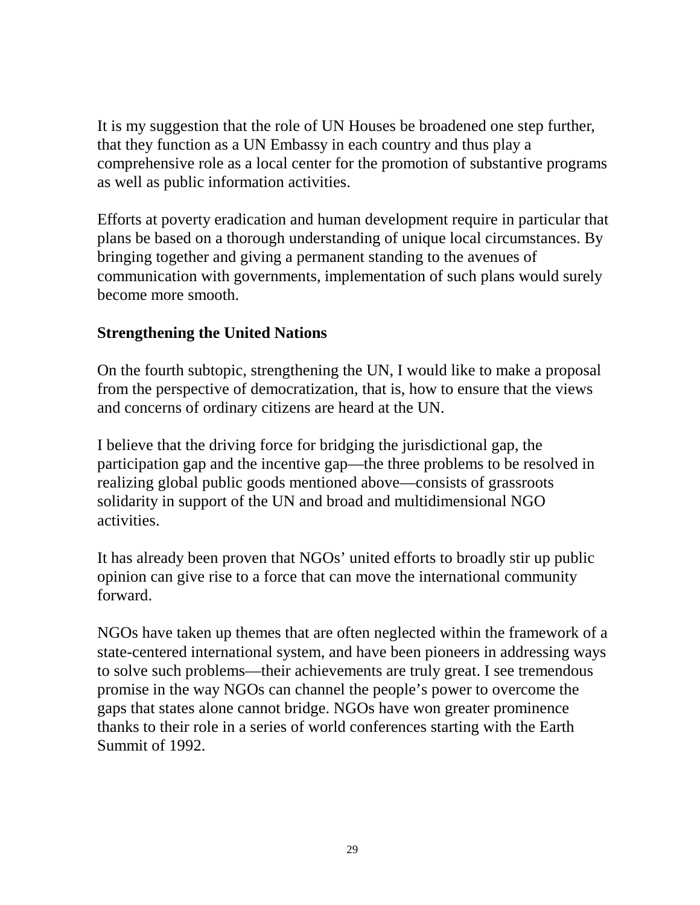It is my suggestion that the role of UN Houses be broadened one step further, that they function as a UN Embassy in each country and thus play a comprehensive role as a local center for the promotion of substantive programs as well as public information activities.

Efforts at poverty eradication and human development require in particular that plans be based on a thorough understanding of unique local circumstances. By bringing together and giving a permanent standing to the avenues of communication with governments, implementation of such plans would surely become more smooth.

**Strengthening the United Nations**

On the fourth subtopic, strengthening the UN, I would like to make a proposal from the perspective of democratization, that is, how to ensure that the views and concerns of ordinary citizens are heard at the UN.

I believe that the driving force for bridging the jurisdictional gap, the participation gap and the incentive gap—the three problems to be resolved in realizing global public goods mentioned above—consists of grassroots solidarity in support of the UN and broad and multidimensional NGO activities.

It has already been proven that NGOs' united efforts to broadly stir up public opinion can give rise to a force that can move the international community forward.

NGOs have taken up themes that are often neglected within the framework of a state-centered international system, and have been pioneers in addressing ways to solve such problems—their achievements are truly great. I see tremendous promise in the way NGOs can channel the people's power to overcome the gaps that states alone cannot bridge. NGOs have won greater prominence thanks to their role in a series of world conferences starting with the Earth Summit of 1992.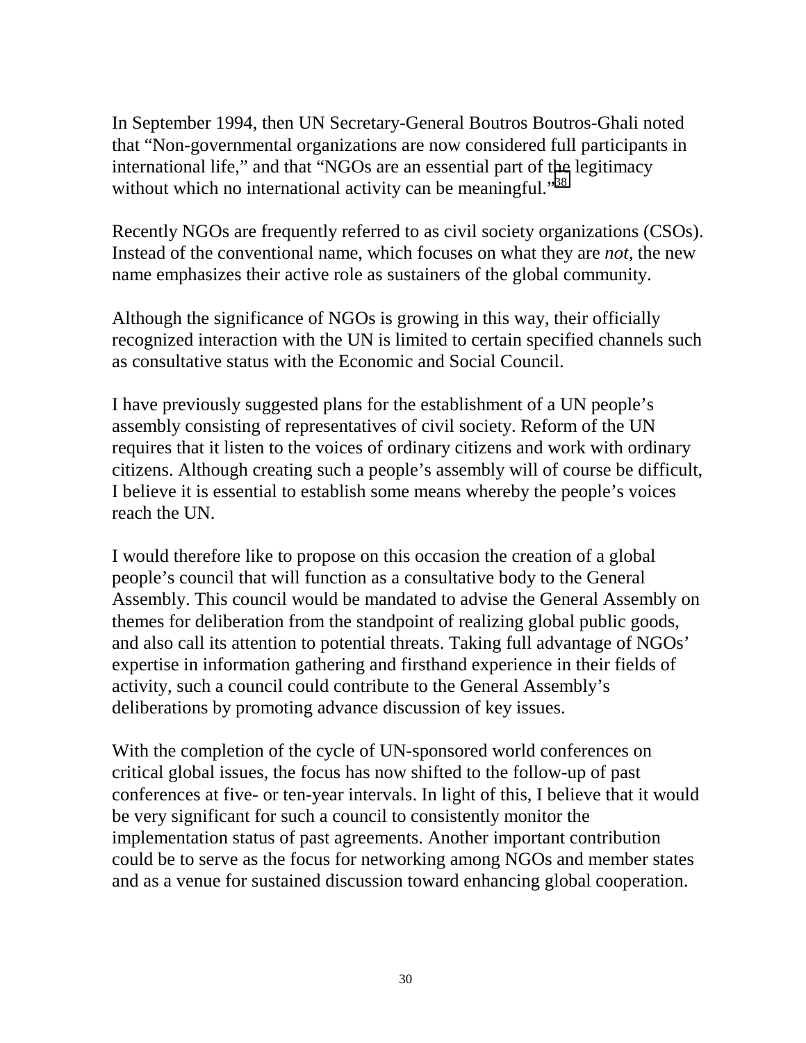In September 1994, then UN Secretary-General Boutros Boutros-Ghali noted that “Non-governmental organizations are now considered full participants in international life,” and that “NGOs are an essential part of the legitimacy without which no international activity can be meaningful.”[38]

Recently NGOs are frequently referred to as civil society organizations (CSOs). Instead of the conventional name, which focuses on what they are *not*, the new name emphasizes their active role as sustainers of the global community.

Although the significance of NGOs is growing in this way, their officially recognized interaction with the UN is limited to certain specified channels such as consultative status with the Economic and Social Council.

I have previously suggested plans for the establishment of a UN people’s assembly consisting of representatives of civil society. Reform of the UN requires that it listen to the voices of ordinary citizens and work with ordinary citizens. Although creating such a people’s assembly will of course be difficult, I believe it is essential to establish some means whereby the people’s voices reach the UN.

I would therefore like to propose on this occasion the creation of a global people’s council that will function as a consultative body to the General Assembly. This council would be mandated to advise the General Assembly on themes for deliberation from the standpoint of realizing global public goods, and also call its attention to potential threats. Taking full advantage of NGOs’ expertise in information gathering and firsthand experience in their fields of activity, such a council could contribute to the General Assembly’s deliberations by promoting advance discussion of key issues.

With the completion of the cycle of UN-sponsored world conferences on critical global issues, the focus has now shifted to the follow-up of past conferences at five- or ten-year intervals. In light of this, I believe that it would be very significant for such a council to consistently monitor the implementation status of past agreements. Another important contribution could be to serve as the focus for networking among NGOs and member states and as a venue for sustained discussion toward enhancing global cooperation.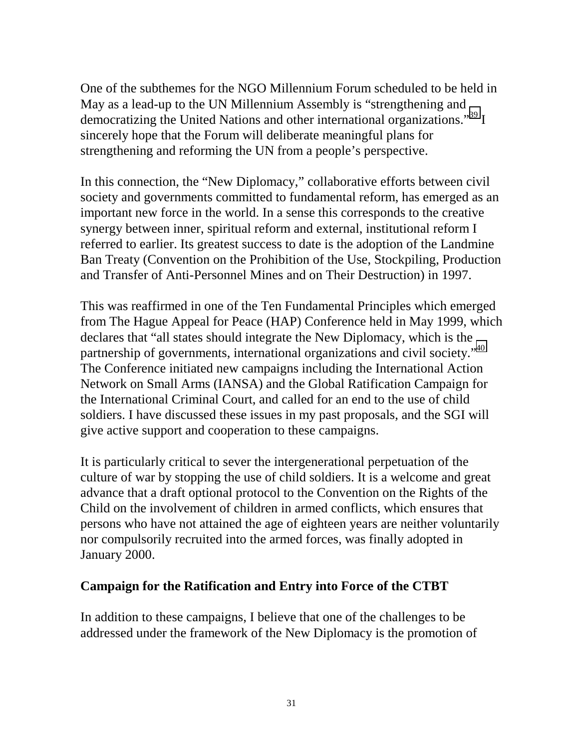One of the subthemes for the NGO Millennium Forum scheduled to be held in May as a lead-up to the UN Millennium Assembly is "strengthening and democratizing the United Nations and other international organizations."[39] I sincerely hope that the Forum will deliberate meaningful plans for strengthening and reforming the UN from a people's perspective.

In this connection, the "New Diplomacy," collaborative efforts between civil society and governments committed to fundamental reform, has emerged as an important new force in the world. In a sense this corresponds to the creative synergy between inner, spiritual reform and external, institutional reform I referred to earlier. Its greatest success to date is the adoption of the Landmine Ban Treaty (Convention on the Prohibition of the Use, Stockpiling, Production and Transfer of Anti-Personnel Mines and on Their Destruction) in 1997.

This was reaffirmed in one of the Ten Fundamental Principles which emerged from The Hague Appeal for Peace (HAP) Conference held in May 1999, which declares that "all states should integrate the New Diplomacy, which is the partnership of governments, international organizations and civil society."[40] The Conference initiated new campaigns including the International Action Network on Small Arms (IANSA) and the Global Ratification Campaign for the International Criminal Court, and called for an end to the use of child soldiers. I have discussed these issues in my past proposals, and the SGI will give active support and cooperation to these campaigns.

It is particularly critical to sever the intergenerational perpetuation of the culture of war by stopping the use of child soldiers. It is a welcome and great advance that a draft optional protocol to the Convention on the Rights of the Child on the involvement of children in armed conflicts, which ensures that persons who have not attained the age of eighteen years are neither voluntarily nor compulsorily recruited into the armed forces, was finally adopted in January 2000.

## Campaign for the Ratification and Entry into Force of the CTBT

In addition to these campaigns, I believe that one of the challenges to be addressed under the framework of the New Diplomacy is the promotion of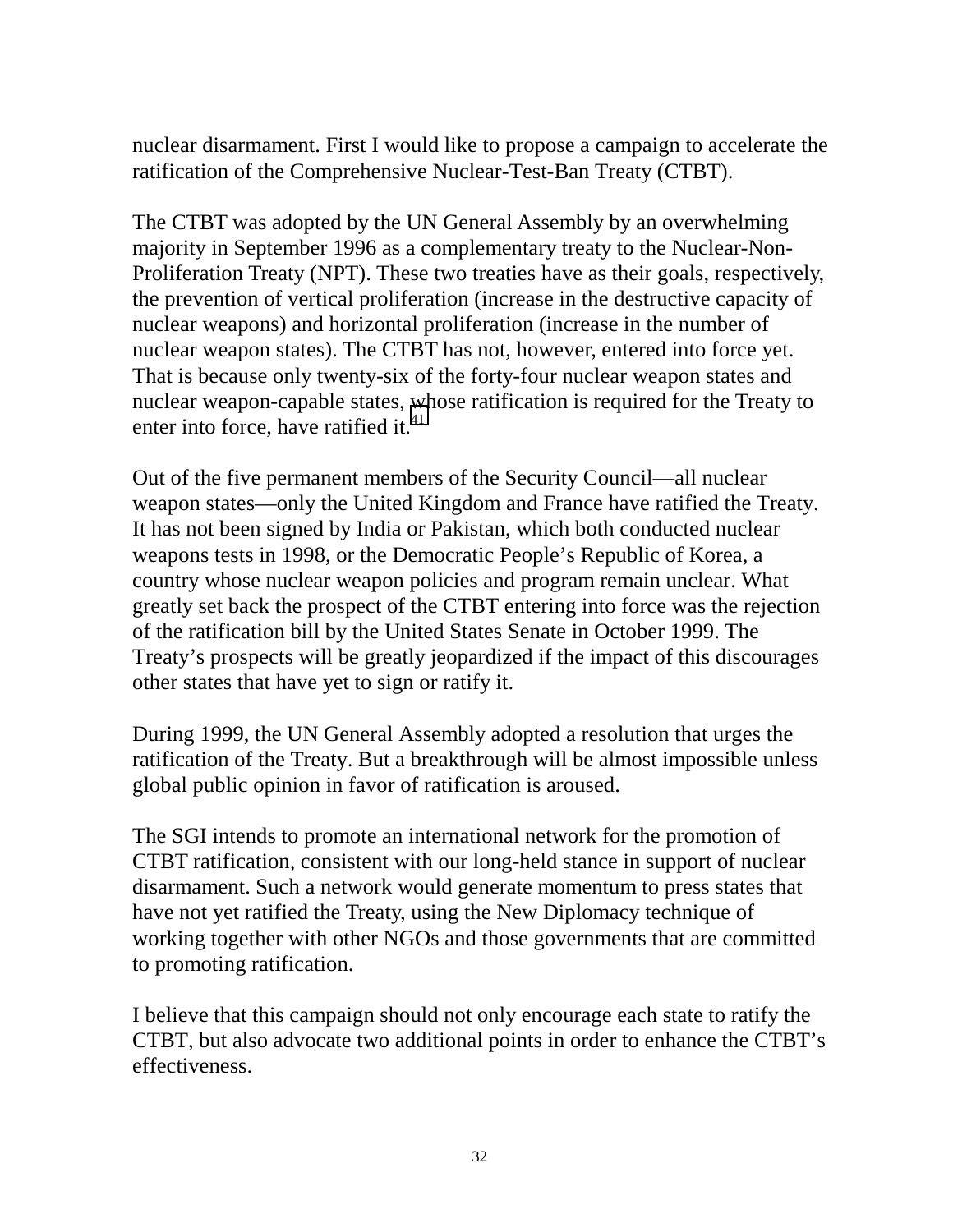nuclear disarmament. First I would like to propose a campaign to accelerate the ratification of the Comprehensive Nuclear-Test-Ban Treaty (CTBT).

The CTBT was adopted by the UN General Assembly by an overwhelming majority in September 1996 as a complementary treaty to the Nuclear-Non-Proliferation Treaty (NPT). These two treaties have as their goals, respectively, the prevention of vertical proliferation (increase in the destructive capacity of nuclear weapons) and horizontal proliferation (increase in the number of nuclear weapon states). The CTBT has not, however, entered into force yet. That is because only twenty-six of the forty-four nuclear weapon states and nuclear weapon-capable states, whose ratification is required for the Treaty to enter into force, have ratified it.[41]

Out of the five permanent members of the Security Council—all nuclear weapon states—only the United Kingdom and France have ratified the Treaty. It has not been signed by India or Pakistan, which both conducted nuclear weapons tests in 1998, or the Democratic People's Republic of Korea, a country whose nuclear weapon policies and program remain unclear. What greatly set back the prospect of the CTBT entering into force was the rejection of the ratification bill by the United States Senate in October 1999. The Treaty's prospects will be greatly jeopardized if the impact of this discourages other states that have yet to sign or ratify it.

During 1999, the UN General Assembly adopted a resolution that urges the ratification of the Treaty. But a breakthrough will be almost impossible unless global public opinion in favor of ratification is aroused.

The SGI intends to promote an international network for the promotion of CTBT ratification, consistent with our long-held stance in support of nuclear disarmament. Such a network would generate momentum to press states that have not yet ratified the Treaty, using the New Diplomacy technique of working together with other NGOs and those governments that are committed to promoting ratification.

I believe that this campaign should not only encourage each state to ratify the CTBT, but also advocate two additional points in order to enhance the CTBT's effectiveness.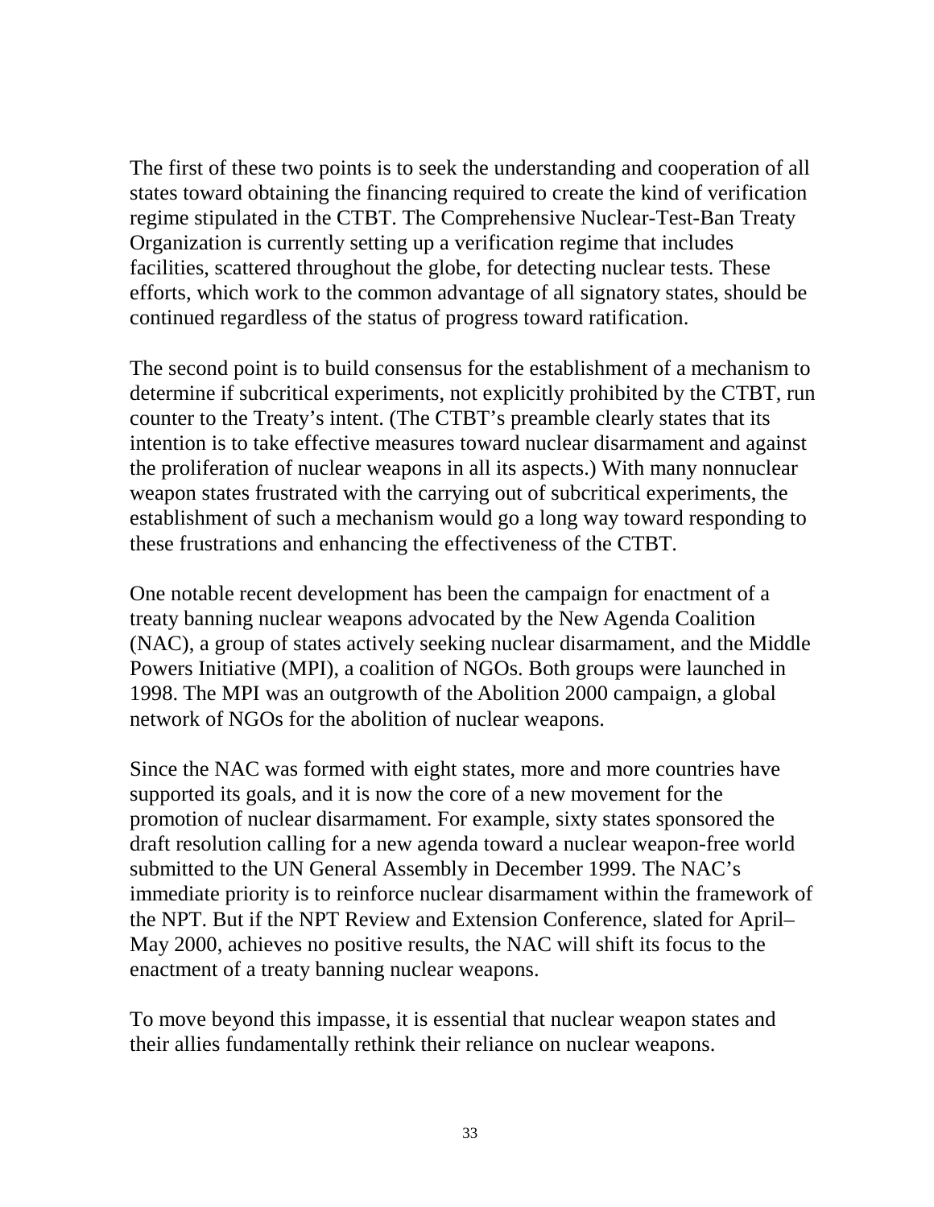The first of these two points is to seek the understanding and cooperation of all states toward obtaining the financing required to create the kind of verification regime stipulated in the CTBT. The Comprehensive Nuclear-Test-Ban Treaty Organization is currently setting up a verification regime that includes facilities, scattered throughout the globe, for detecting nuclear tests. These efforts, which work to the common advantage of all signatory states, should be continued regardless of the status of progress toward ratification.

The second point is to build consensus for the establishment of a mechanism to determine if subcritical experiments, not explicitly prohibited by the CTBT, run counter to the Treaty's intent. (The CTBT's preamble clearly states that its intention is to take effective measures toward nuclear disarmament and against the proliferation of nuclear weapons in all its aspects.) With many nonnuclear weapon states frustrated with the carrying out of subcritical experiments, the establishment of such a mechanism would go a long way toward responding to these frustrations and enhancing the effectiveness of the CTBT.

One notable recent development has been the campaign for enactment of a treaty banning nuclear weapons advocated by the New Agenda Coalition (NAC), a group of states actively seeking nuclear disarmament, and the Middle Powers Initiative (MPI), a coalition of NGOs. Both groups were launched in 1998. The MPI was an outgrowth of the Abolition 2000 campaign, a global network of NGOs for the abolition of nuclear weapons.

Since the NAC was formed with eight states, more and more countries have supported its goals, and it is now the core of a new movement for the promotion of nuclear disarmament. For example, sixty states sponsored the draft resolution calling for a new agenda toward a nuclear weapon-free world submitted to the UN General Assembly in December 1999. The NAC's immediate priority is to reinforce nuclear disarmament within the framework of the NPT. But if the NPT Review and Extension Conference, slated for April–May 2000, achieves no positive results, the NAC will shift its focus to the enactment of a treaty banning nuclear weapons.

To move beyond this impasse, it is essential that nuclear weapon states and their allies fundamentally rethink their reliance on nuclear weapons.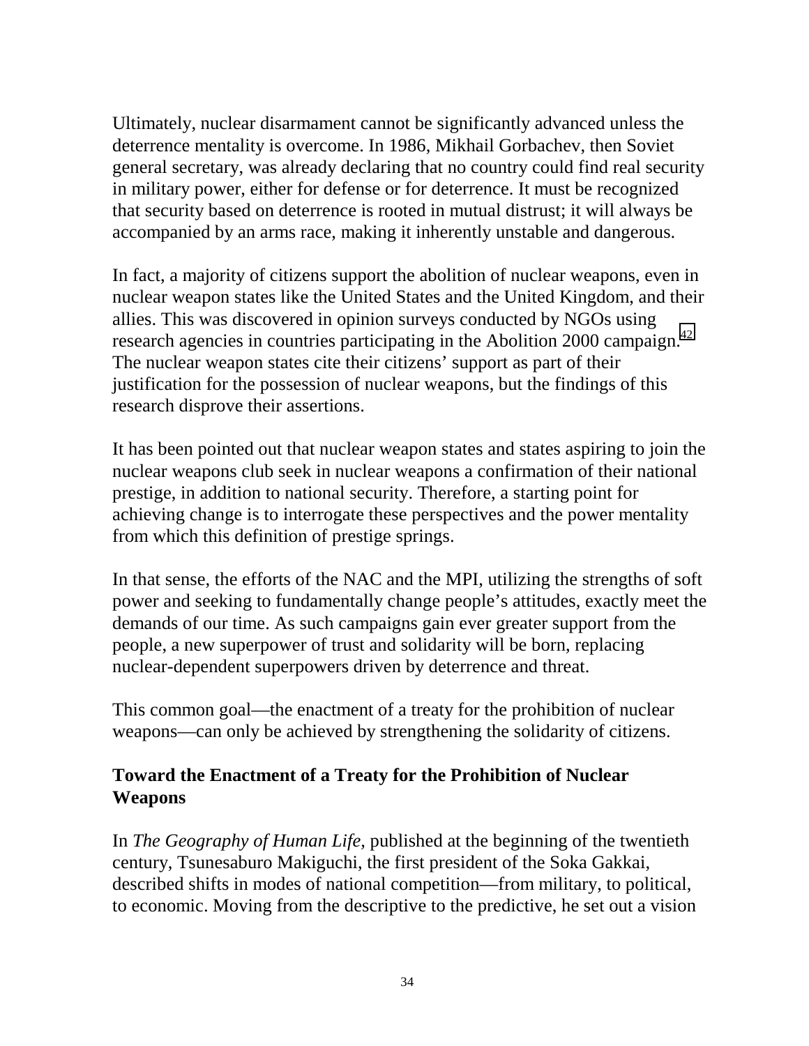Ultimately, nuclear disarmament cannot be significantly advanced unless the deterrence mentality is overcome. In 1986, Mikhail Gorbachev, then Soviet general secretary, was already declaring that no country could find real security in military power, either for defense or for deterrence. It must be recognized that security based on deterrence is rooted in mutual distrust; it will always be accompanied by an arms race, making it inherently unstable and dangerous.

In fact, a majority of citizens support the abolition of nuclear weapons, even in nuclear weapon states like the United States and the United Kingdom, and their allies. This was discovered in opinion surveys conducted by NGOs using research agencies in countries participating in the Abolition 2000 campaign.[42] The nuclear weapon states cite their citizens' support as part of their justification for the possession of nuclear weapons, but the findings of this research disprove their assertions.

It has been pointed out that nuclear weapon states and states aspiring to join the nuclear weapons club seek in nuclear weapons a confirmation of their national prestige, in addition to national security. Therefore, a starting point for achieving change is to interrogate these perspectives and the power mentality from which this definition of prestige springs.

In that sense, the efforts of the NAC and the MPI, utilizing the strengths of soft power and seeking to fundamentally change people's attitudes, exactly meet the demands of our time. As such campaigns gain ever greater support from the people, a new superpower of trust and solidarity will be born, replacing nuclear-dependent superpowers driven by deterrence and threat.

This common goal—the enactment of a treaty for the prohibition of nuclear weapons—can only be achieved by strengthening the solidarity of citizens.

## Toward the Enactment of a Treaty for the Prohibition of Nuclear Weapons

In *The Geography of Human Life*, published at the beginning of the twentieth century, Tsunesaburo Makiguchi, the first president of the Soka Gakkai, described shifts in modes of national competition—from military, to political, to economic. Moving from the descriptive to the predictive, he set out a vision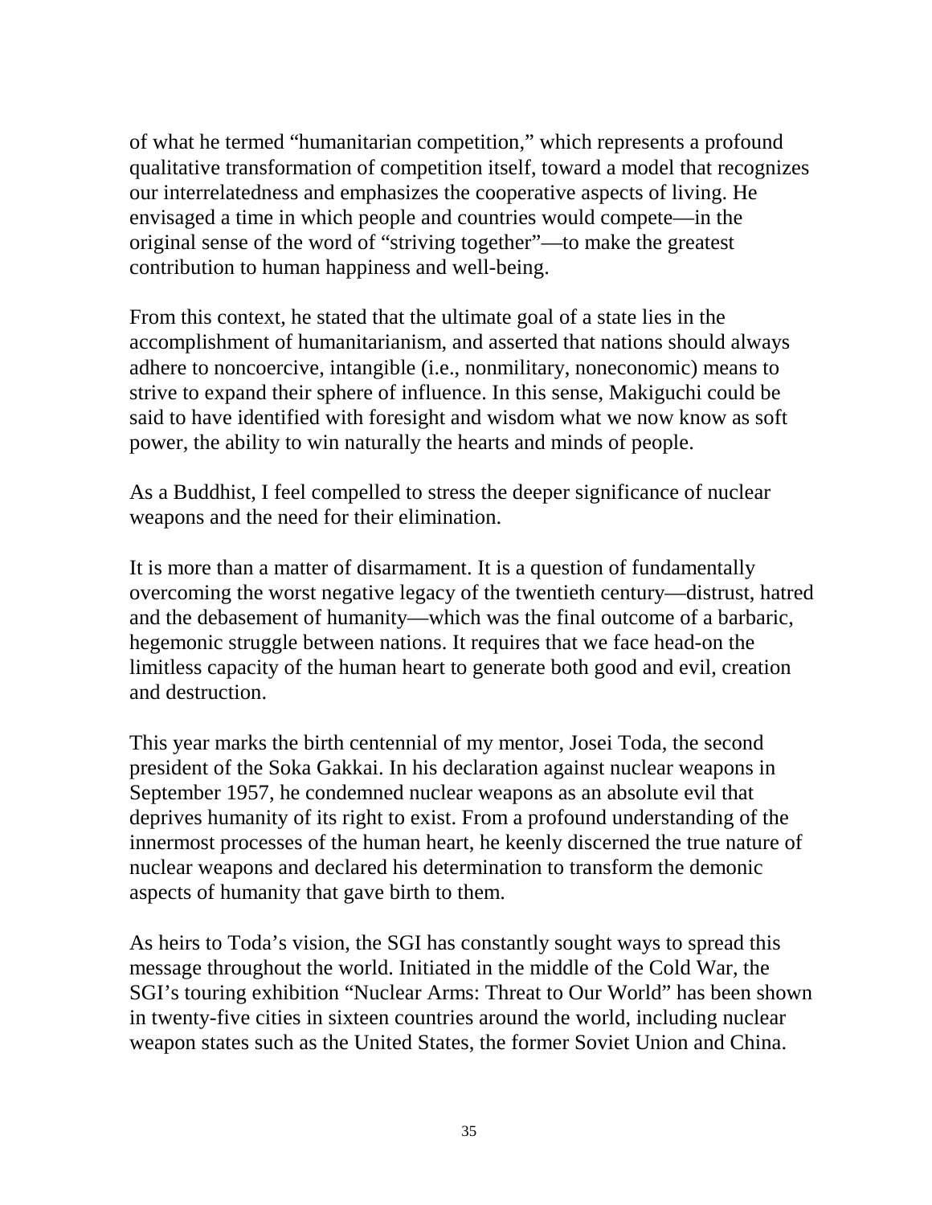of what he termed “humanitarian competition,” which represents a profound qualitative transformation of competition itself, toward a model that recognizes our interrelatedness and emphasizes the cooperative aspects of living. He envisaged a time in which people and countries would compete—in the original sense of the word of “striving together”—to make the greatest contribution to human happiness and well-being.

From this context, he stated that the ultimate goal of a state lies in the accomplishment of humanitarianism, and asserted that nations should always adhere to noncoercive, intangible (i.e., nonmilitary, noneconomic) means to strive to expand their sphere of influence. In this sense, Makiguchi could be said to have identified with foresight and wisdom what we now know as soft power, the ability to win naturally the hearts and minds of people.

As a Buddhist, I feel compelled to stress the deeper significance of nuclear weapons and the need for their elimination.

It is more than a matter of disarmament. It is a question of fundamentally overcoming the worst negative legacy of the twentieth century—distrust, hatred and the debasement of humanity—which was the final outcome of a barbaric, hegemonic struggle between nations. It requires that we face head-on the limitless capacity of the human heart to generate both good and evil, creation and destruction.

This year marks the birth centennial of my mentor, Josei Toda, the second president of the Soka Gakkai. In his declaration against nuclear weapons in September 1957, he condemned nuclear weapons as an absolute evil that deprives humanity of its right to exist. From a profound understanding of the innermost processes of the human heart, he keenly discerned the true nature of nuclear weapons and declared his determination to transform the demonic aspects of humanity that gave birth to them.

As heirs to Toda’s vision, the SGI has constantly sought ways to spread this message throughout the world. Initiated in the middle of the Cold War, the SGI’s touring exhibition “Nuclear Arms: Threat to Our World” has been shown in twenty-five cities in sixteen countries around the world, including nuclear weapon states such as the United States, the former Soviet Union and China.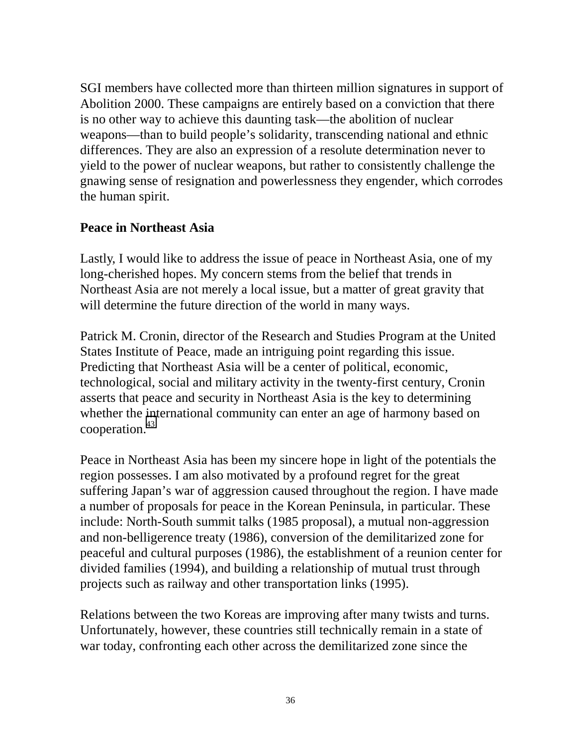SGI members have collected more than thirteen million signatures in support of Abolition 2000. These campaigns are entirely based on a conviction that there is no other way to achieve this daunting task—the abolition of nuclear weapons—than to build people's solidarity, transcending national and ethnic differences. They are also an expression of a resolute determination never to yield to the power of nuclear weapons, but rather to consistently challenge the gnawing sense of resignation and powerlessness they engender, which corrodes the human spirit.

**Peace in Northeast Asia**

Lastly, I would like to address the issue of peace in Northeast Asia, one of my long-cherished hopes. My concern stems from the belief that trends in Northeast Asia are not merely a local issue, but a matter of great gravity that will determine the future direction of the world in many ways.

Patrick M. Cronin, director of the Research and Studies Program at the United States Institute of Peace, made an intriguing point regarding this issue. Predicting that Northeast Asia will be a center of political, economic, technological, social and military activity in the twenty-first century, Cronin asserts that peace and security in Northeast Asia is the key to determining whether the international community can enter an age of harmony based on cooperation.[43]

Peace in Northeast Asia has been my sincere hope in light of the potentials the region possesses. I am also motivated by a profound regret for the great suffering Japan's war of aggression caused throughout the region. I have made a number of proposals for peace in the Korean Peninsula, in particular. These include: North-South summit talks (1985 proposal), a mutual non-aggression and non-belligerence treaty (1986), conversion of the demilitarized zone for peaceful and cultural purposes (1986), the establishment of a reunion center for divided families (1994), and building a relationship of mutual trust through projects such as railway and other transportation links (1995).

Relations between the two Koreas are improving after many twists and turns. Unfortunately, however, these countries still technically remain in a state of war today, confronting each other across the demilitarized zone since the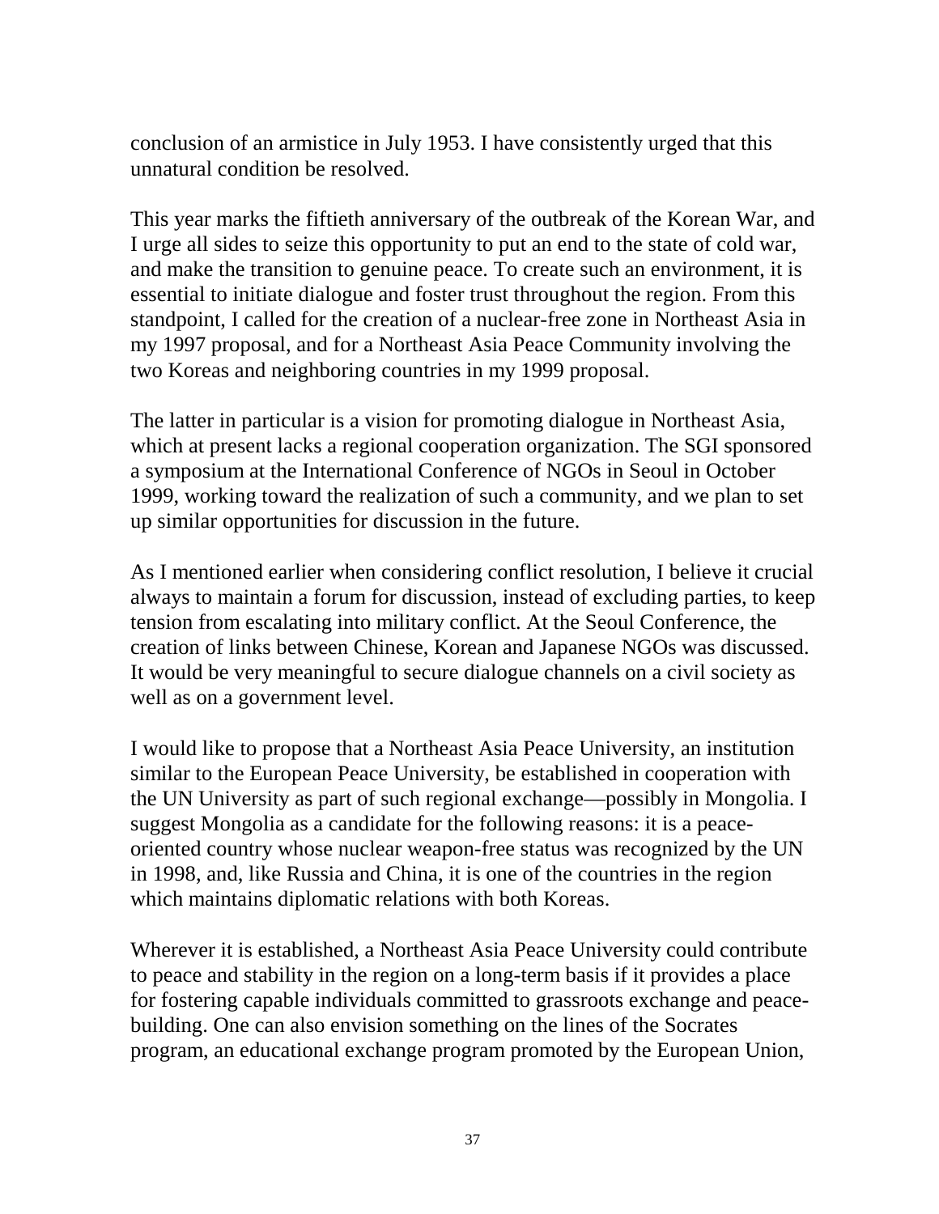conclusion of an armistice in July 1953. I have consistently urged that this unnatural condition be resolved.

This year marks the fiftieth anniversary of the outbreak of the Korean War, and I urge all sides to seize this opportunity to put an end to the state of cold war, and make the transition to genuine peace. To create such an environment, it is essential to initiate dialogue and foster trust throughout the region. From this standpoint, I called for the creation of a nuclear-free zone in Northeast Asia in my 1997 proposal, and for a Northeast Asia Peace Community involving the two Koreas and neighboring countries in my 1999 proposal.

The latter in particular is a vision for promoting dialogue in Northeast Asia, which at present lacks a regional cooperation organization. The SGI sponsored a symposium at the International Conference of NGOs in Seoul in October 1999, working toward the realization of such a community, and we plan to set up similar opportunities for discussion in the future.

As I mentioned earlier when considering conflict resolution, I believe it crucial always to maintain a forum for discussion, instead of excluding parties, to keep tension from escalating into military conflict. At the Seoul Conference, the creation of links between Chinese, Korean and Japanese NGOs was discussed. It would be very meaningful to secure dialogue channels on a civil society as well as on a government level.

I would like to propose that a Northeast Asia Peace University, an institution similar to the European Peace University, be established in cooperation with the UN University as part of such regional exchange—possibly in Mongolia. I suggest Mongolia as a candidate for the following reasons: it is a peace-oriented country whose nuclear weapon-free status was recognized by the UN in 1998, and, like Russia and China, it is one of the countries in the region which maintains diplomatic relations with both Koreas.

Wherever it is established, a Northeast Asia Peace University could contribute to peace and stability in the region on a long-term basis if it provides a place for fostering capable individuals committed to grassroots exchange and peace-building. One can also envision something on the lines of the Socrates program, an educational exchange program promoted by the European Union,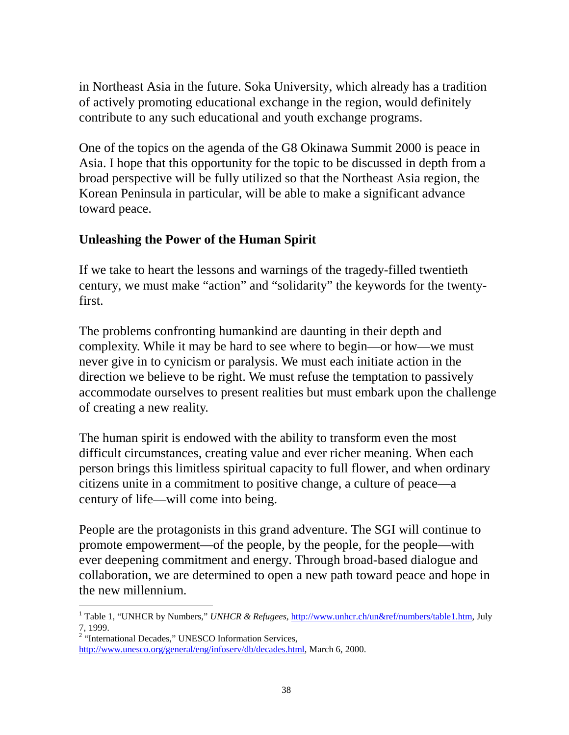in Northeast Asia in the future. Soka University, which already has a tradition of actively promoting educational exchange in the region, would definitely contribute to any such educational and youth exchange programs.

One of the topics on the agenda of the G8 Okinawa Summit 2000 is peace in Asia. I hope that this opportunity for the topic to be discussed in depth from a broad perspective will be fully utilized so that the Northeast Asia region, the Korean Peninsula in particular, will be able to make a significant advance toward peace.

## Unleashing the Power of the Human Spirit

If we take to heart the lessons and warnings of the tragedy-filled twentieth century, we must make "action" and "solidarity" the keywords for the twenty-first.

The problems confronting humankind are daunting in their depth and complexity. While it may be hard to see where to begin—or how—we must never give in to cynicism or paralysis. We must each initiate action in the direction we believe to be right. We must refuse the temptation to passively accommodate ourselves to present realities but must embark upon the challenge of creating a new reality.

The human spirit is endowed with the ability to transform even the most difficult circumstances, creating value and ever richer meaning. When each person brings this limitless spiritual capacity to full flower, and when ordinary citizens unite in a commitment to positive change, a culture of peace—a century of life—will come into being.

People are the protagonists in this grand adventure. The SGI will continue to promote empowerment—of the people, by the people, for the people—with ever deepening commitment and energy. Through broad-based dialogue and collaboration, we are determined to open a new path toward peace and hope in the new millennium.

---

[1] Table 1, "UNHCR by Numbers," *UNHCR & Refugees*, http://www.unhcr.ch/un&ref/numbers/table1.htm, July 7, 1999.

[2] "International Decades," UNESCO Information Services, http://www.unesco.org/general/eng/infoserv/db/decades.html, March 6, 2000.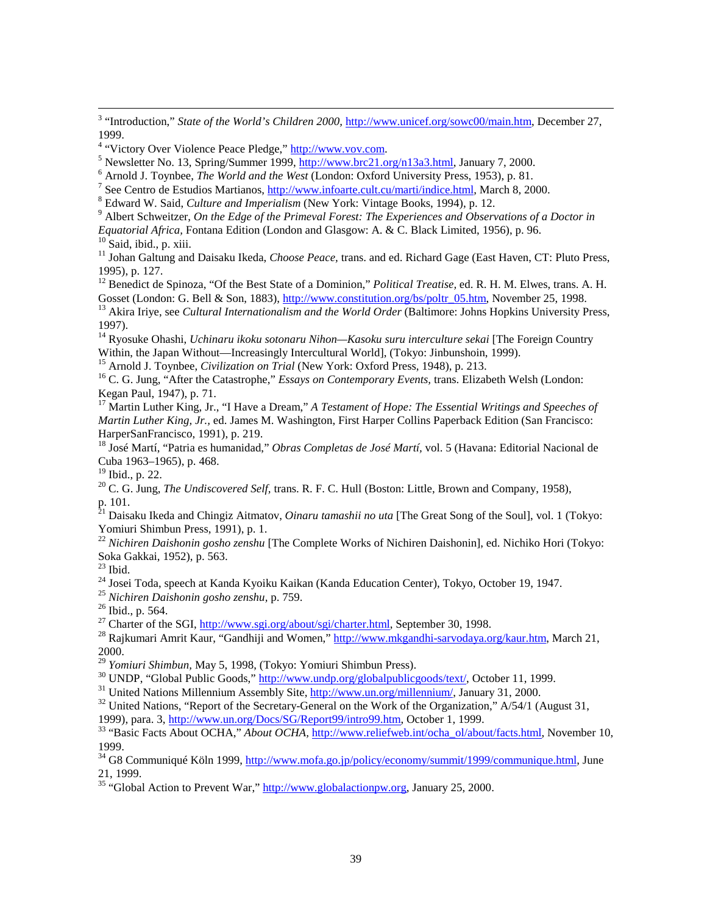[3] "Introduction," *State of the World's Children 2000,* http://www.unicef.org/sowc00/main.htm, December 27, 1999.

[4] "Victory Over Violence Peace Pledge," http://www.vov.com.

[5] Newsletter No. 13, Spring/Summer 1999, http://www.brc21.org/n13a3.html, January 7, 2000.

[6] Arnold J. Toynbee, *The World and the West* (London: Oxford University Press, 1953), p. 81.

[7] See Centro de Estudios Martianos, http://www.infoarte.cult.cu/marti/indice.html, March 8, 2000.

[8] Edward W. Said, *Culture and Imperialism* (New York: Vintage Books, 1994), p. 12.

[9] Albert Schweitzer, *On the Edge of the Primeval Forest: The Experiences and Observations of a Doctor in Equatorial Africa,* Fontana Edition (London and Glasgow: A. & C. Black Limited, 1956), p. 96.

[10] Said, ibid., p. xiii.

[11] Johan Galtung and Daisaku Ikeda, *Choose Peace,* trans. and ed. Richard Gage (East Haven, CT: Pluto Press, 1995), p. 127.

[12] Benedict de Spinoza, "Of the Best State of a Dominion," *Political Treatise,* ed. R. H. M. Elwes, trans. A. H. Gosset (London: G. Bell & Son, 1883), http://www.constitution.org/bs/poltr_05.htm, November 25, 1998.

[13] Akira Iriye, see *Cultural Internationalism and the World Order* (Baltimore: Johns Hopkins University Press, 1997).

[14] Ryosuke Ohashi, *Uchinaru ikoku sotonaru Nihon—Kasoku suru interculture sekai* [The Foreign Country Within, the Japan Without—Increasingly Intercultural World], (Tokyo: Jinbunshoin, 1999).

[15] Arnold J. Toynbee, *Civilization on Trial* (New York: Oxford Press, 1948), p. 213.

[16] C. G. Jung, "After the Catastrophe," *Essays on Contemporary Events,* trans. Elizabeth Welsh (London: Kegan Paul, 1947), p. 71.

[17] Martin Luther King, Jr., "I Have a Dream," *A Testament of Hope: The Essential Writings and Speeches of Martin Luther King, Jr.,* ed. James M. Washington, First Harper Collins Paperback Edition (San Francisco: HarperSanFrancisco, 1991), p. 219.

[18] José Martí, "Patria es humanidad," *Obras Completas de José Martí,* vol. 5 (Havana: Editorial Nacional de Cuba 1963–1965), p. 468.

[19] Ibid., p. 22.

[20] C. G. Jung, *The Undiscovered Self,* trans. R. F. C. Hull (Boston: Little, Brown and Company, 1958), p. 101.

[21] Daisaku Ikeda and Chingiz Aitmatov, *Oinaru tamashii no uta* [The Great Song of the Soul], vol. 1 (Tokyo: Yomiuri Shimbun Press, 1991), p. 1.

[22] *Nichiren Daishonin gosho zenshu* [The Complete Works of Nichiren Daishonin], ed. Nichiko Hori (Tokyo: Soka Gakkai, 1952), p. 563.

[23] Ibid.

[24] Josei Toda, speech at Kanda Kyoiku Kaikan (Kanda Education Center), Tokyo, October 19, 1947.

[25] *Nichiren Daishonin gosho zenshu,* p. 759.

[26] Ibid., p. 564.

[27] Charter of the SGI, http://www.sgi.org/about/sgi/charter.html, September 30, 1998.

[28] Rajkumari Amrit Kaur, "Gandhiji and Women," http://www.mkgandhi-sarvodaya.org/kaur.htm, March 21, 2000.

[29] *Yomiuri Shimbun,* May 5, 1998, (Tokyo: Yomiuri Shimbun Press).

[30] UNDP, "Global Public Goods," http://www.undp.org/globalpublicgoods/text/, October 11, 1999.

[31] United Nations Millennium Assembly Site, http://www.un.org/millennium/, January 31, 2000.

[32] United Nations, "Report of the Secretary-General on the Work of the Organization," A/54/1 (August 31, 1999), para. 3, http://www.un.org/Docs/SG/Report99/intro99.htm, October 1, 1999.

[33] "Basic Facts About OCHA," *About OCHA,* http://www.reliefweb.int/ocha_ol/about/facts.html, November 10, 1999.

[34] G8 Communiqué Köln 1999, http://www.mofa.go.jp/policy/economy/summit/1999/communique.html, June 21, 1999.

[35] "Global Action to Prevent War," http://www.globalactionpw.org, January 25, 2000.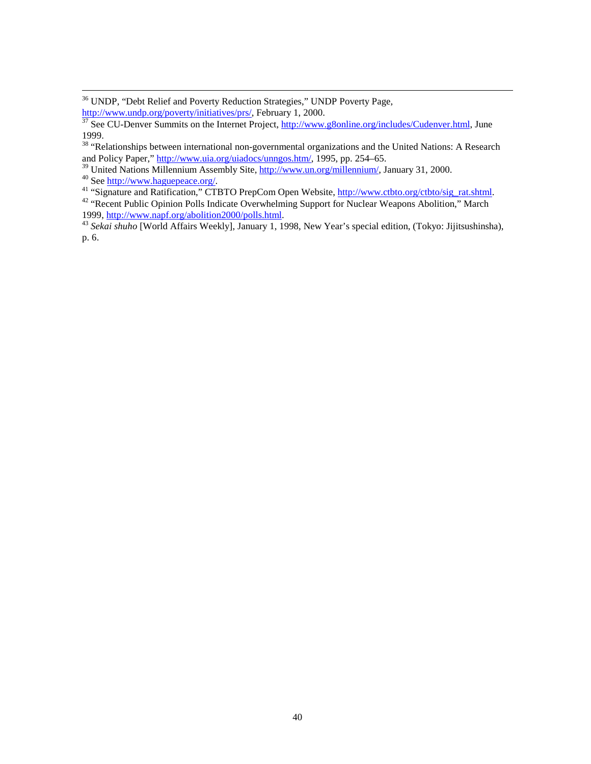[36] UNDP, "Debt Relief and Poverty Reduction Strategies," UNDP Poverty Page, http://www.undp.org/poverty/initiatives/prs/, February 1, 2000.

[37] See CU-Denver Summits on the Internet Project, http://www.g8online.org/includes/Cudenver.html, June 1999.

[38] "Relationships between international non-governmental organizations and the United Nations: A Research and Policy Paper," http://www.uia.org/uiadocs/unngos.htm/, 1995, pp. 254–65.

[39] United Nations Millennium Assembly Site, http://www.un.org/millennium/, January 31, 2000.

[40] See http://www.haguepeace.org/.

[41] "Signature and Ratification," CTBTO PrepCom Open Website, http://www.ctbto.org/ctbto/sig_rat.shtml.

[42] "Recent Public Opinion Polls Indicate Overwhelming Support for Nuclear Weapons Abolition," March 1999, http://www.napf.org/abolition2000/polls.html.

[43] *Sekai shuho* [World Affairs Weekly], January 1, 1998, New Year's special edition, (Tokyo: Jijitsushinsha), p. 6.